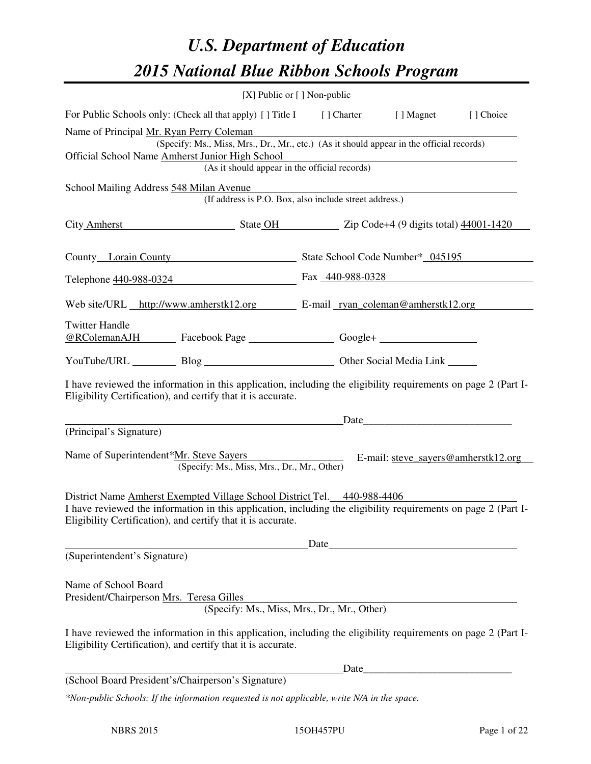# U.S. Department of Education
# 2015 National Blue Ribbon Schools Program

[X] Public or [ ] Non-public

For Public Schools only: (Check all that apply) [ ] Title I [ ] Charter [ ] Magnet [ ] Choice

Name of Principal Mr. Ryan Perry Coleman
(Specify: Ms., Miss, Mrs., Dr., Mr., etc.) (As it should appear in the official records)

Official School Name Amherst Junior High School
(As it should appear in the official records)

School Mailing Address 548 Milan Avenue
(If address is P.O. Box, also include street address.)

City Amherst State OH Zip Code+4 (9 digits total) 44001-1420

County Lorain County State School Code Number* 045195

Telephone 440-988-0324 Fax 440-988-0328

Web site/URL http://www.amherstk12.org E-mail ryan_coleman@amherstk12.org

Twitter Handle @RColemanAJH Facebook Page ________ Google+ ________

YouTube/URL ________ Blog ________ Other Social Media Link ________

I have reviewed the information in this application, including the eligibility requirements on page 2 (Part I-Eligibility Certification), and certify that it is accurate.

________________________________ Date________________

(Principal's Signature)

Name of Superintendent*Mr. Steve Sayers
(Specify: Ms., Miss, Mrs., Dr., Mr., Other)

E-mail: steve_sayers@amherstk12.org

District Name Amherst Exempted Village School District Tel. 440-988-4406

I have reviewed the information in this application, including the eligibility requirements on page 2 (Part I-Eligibility Certification), and certify that it is accurate.

________________________________ Date________________

(Superintendent's Signature)

Name of School Board
President/Chairperson Mrs. Teresa Gilles
(Specify: Ms., Miss, Mrs., Dr., Mr., Other)

I have reviewed the information in this application, including the eligibility requirements on page 2 (Part I-Eligibility Certification), and certify that it is accurate.

________________________________ Date________________

(School Board President's/Chairperson's Signature)

*\*Non-public Schools: If the information requested is not applicable, write N/A in the space.*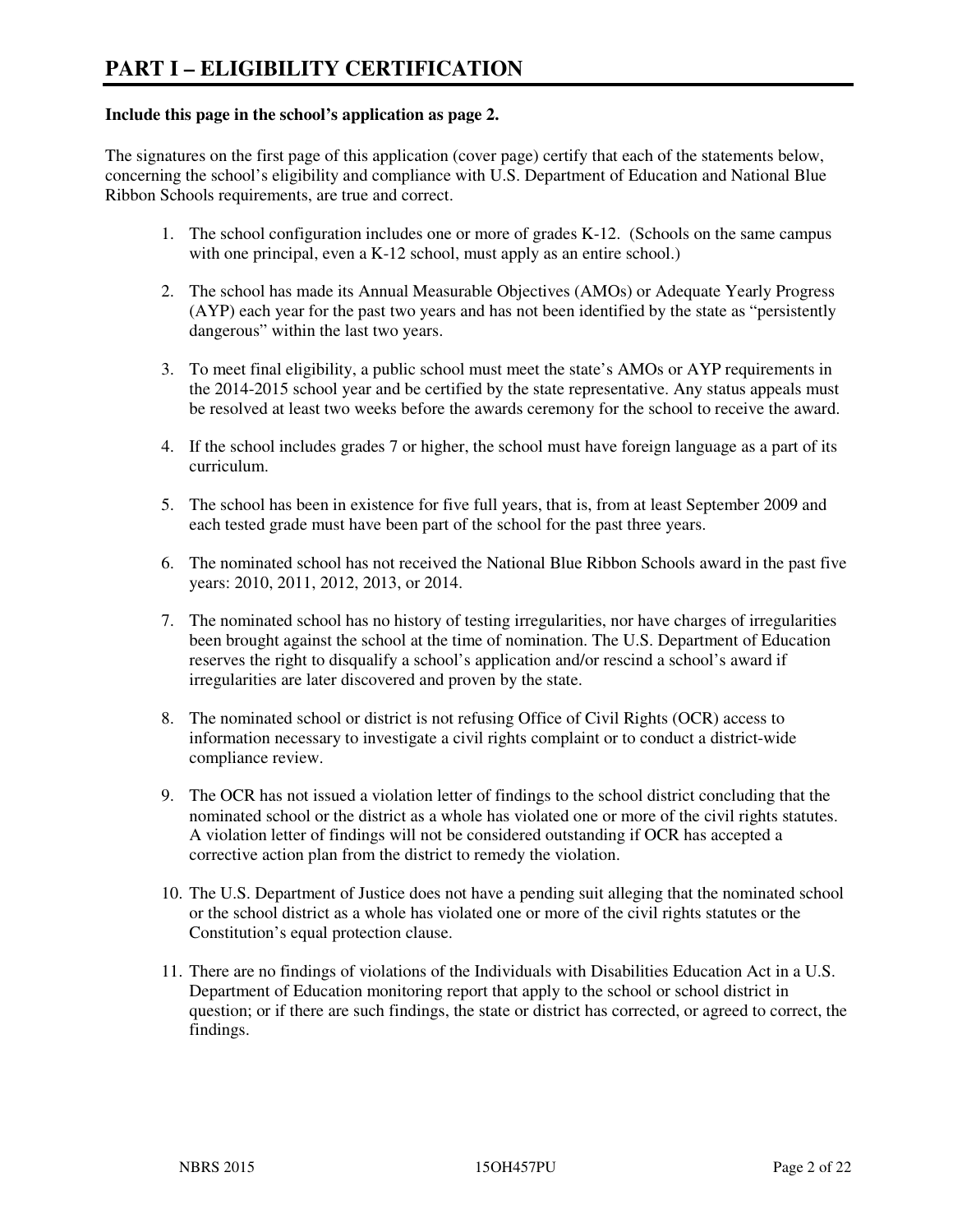# PART I – ELIGIBILITY CERTIFICATION

**Include this page in the school's application as page 2.**

The signatures on the first page of this application (cover page) certify that each of the statements below, concerning the school's eligibility and compliance with U.S. Department of Education and National Blue Ribbon Schools requirements, are true and correct.

1. The school configuration includes one or more of grades K-12. (Schools on the same campus with one principal, even a K-12 school, must apply as an entire school.)

2. The school has made its Annual Measurable Objectives (AMOs) or Adequate Yearly Progress (AYP) each year for the past two years and has not been identified by the state as "persistently dangerous" within the last two years.

3. To meet final eligibility, a public school must meet the state's AMOs or AYP requirements in the 2014-2015 school year and be certified by the state representative. Any status appeals must be resolved at least two weeks before the awards ceremony for the school to receive the award.

4. If the school includes grades 7 or higher, the school must have foreign language as a part of its curriculum.

5. The school has been in existence for five full years, that is, from at least September 2009 and each tested grade must have been part of the school for the past three years.

6. The nominated school has not received the National Blue Ribbon Schools award in the past five years: 2010, 2011, 2012, 2013, or 2014.

7. The nominated school has no history of testing irregularities, nor have charges of irregularities been brought against the school at the time of nomination. The U.S. Department of Education reserves the right to disqualify a school's application and/or rescind a school's award if irregularities are later discovered and proven by the state.

8. The nominated school or district is not refusing Office of Civil Rights (OCR) access to information necessary to investigate a civil rights complaint or to conduct a district-wide compliance review.

9. The OCR has not issued a violation letter of findings to the school district concluding that the nominated school or the district as a whole has violated one or more of the civil rights statutes. A violation letter of findings will not be considered outstanding if OCR has accepted a corrective action plan from the district to remedy the violation.

10. The U.S. Department of Justice does not have a pending suit alleging that the nominated school or the school district as a whole has violated one or more of the civil rights statutes or the Constitution's equal protection clause.

11. There are no findings of violations of the Individuals with Disabilities Education Act in a U.S. Department of Education monitoring report that apply to the school or school district in question; or if there are such findings, the state or district has corrected, or agreed to correct, the findings.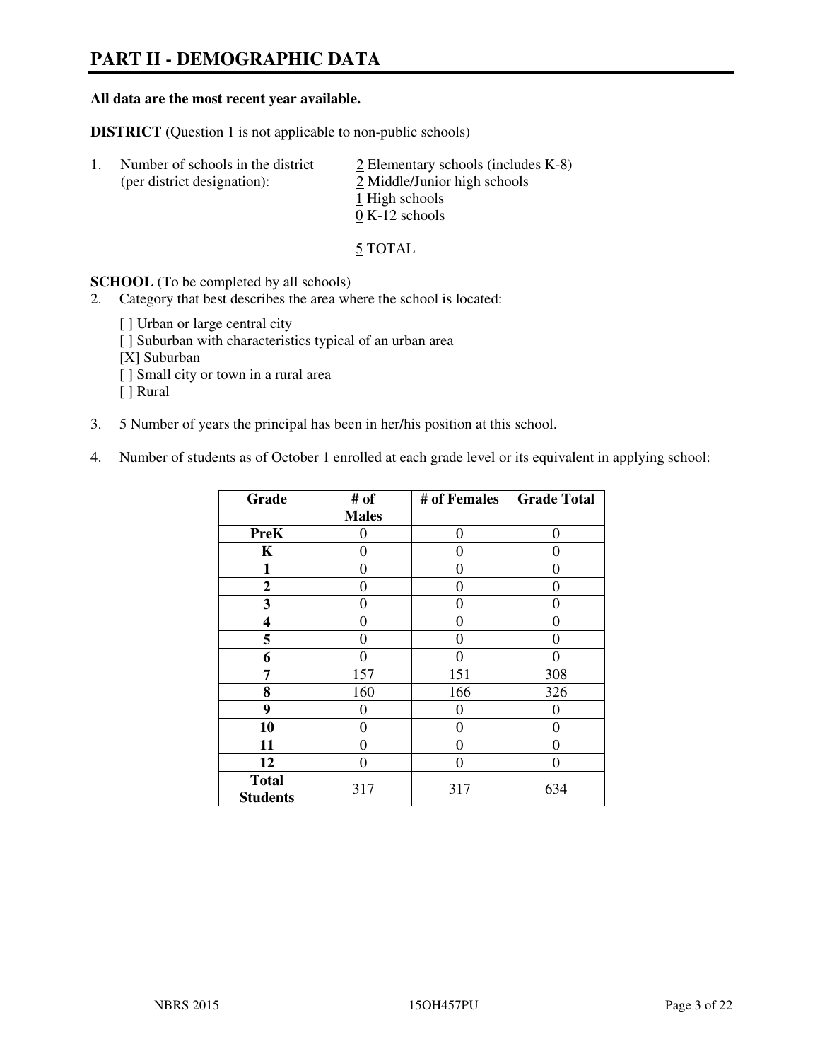# PART II - DEMOGRAPHIC DATA

**All data are the most recent year available.**

**DISTRICT** (Question 1 is not applicable to non-public schools)

1. Number of schools in the district (per district designation):
   - 2 Elementary schools (includes K-8)
   - 2 Middle/Junior high schools
   - 1 High schools
   - 0 K-12 schools

   5 TOTAL

**SCHOOL** (To be completed by all schools)

2. Category that best describes the area where the school is located:

   [ ] Urban or large central city
   [ ] Suburban with characteristics typical of an urban area
   [X] Suburban
   [ ] Small city or town in a rural area
   [ ] Rural

3. 5 Number of years the principal has been in her/his position at this school.

4. Number of students as of October 1 enrolled at each grade level or its equivalent in applying school:

| Grade | # of Males | # of Females | Grade Total |
|---|---|---|---|
| **PreK** | 0 | 0 | 0 |
| **K** | 0 | 0 | 0 |
| **1** | 0 | 0 | 0 |
| **2** | 0 | 0 | 0 |
| **3** | 0 | 0 | 0 |
| **4** | 0 | 0 | 0 |
| **5** | 0 | 0 | 0 |
| **6** | 0 | 0 | 0 |
| **7** | 157 | 151 | 308 |
| **8** | 160 | 166 | 326 |
| **9** | 0 | 0 | 0 |
| **10** | 0 | 0 | 0 |
| **11** | 0 | 0 | 0 |
| **12** | 0 | 0 | 0 |
| **Total Students** | 317 | 317 | 634 |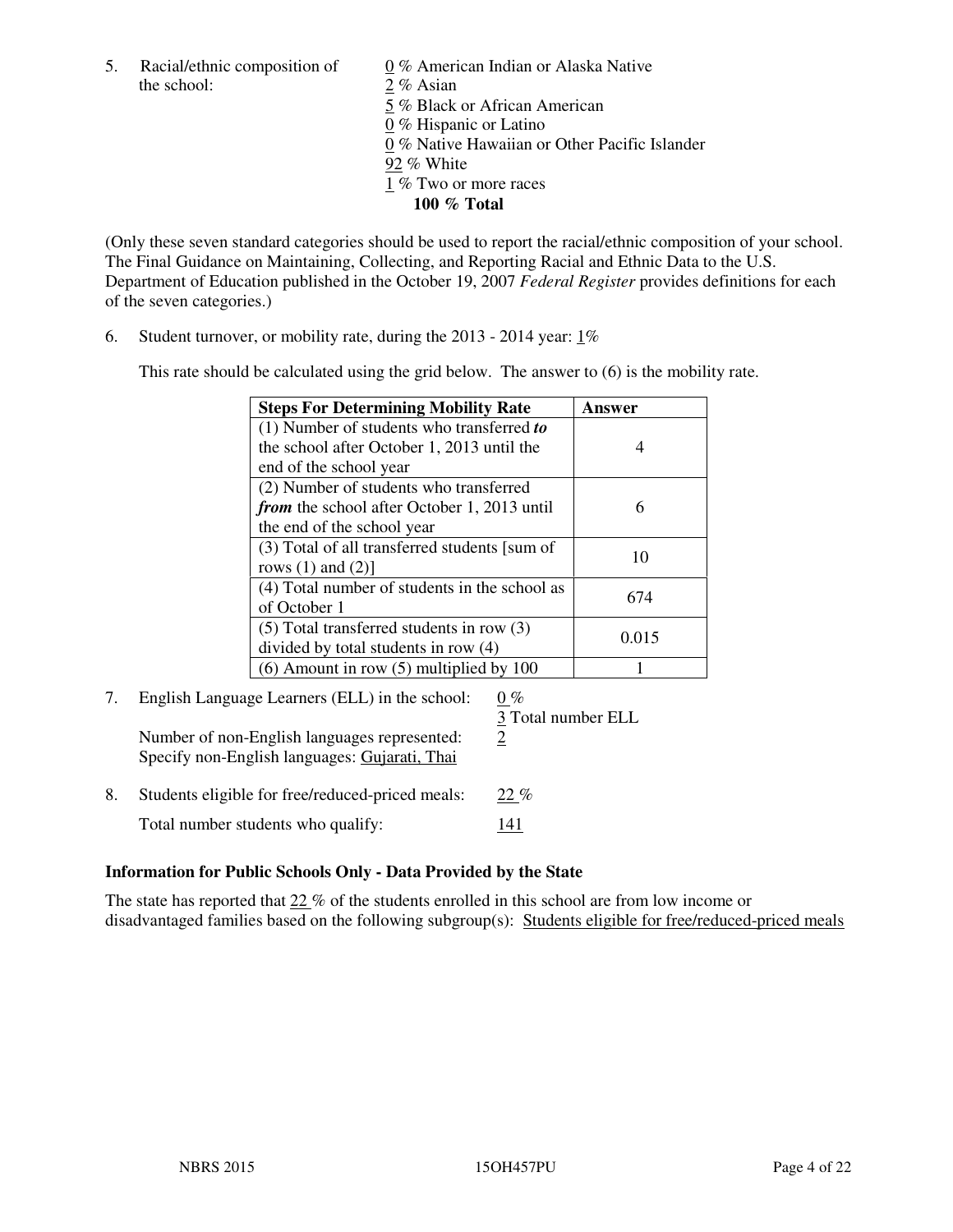5. Racial/ethnic composition of the school:

0 % American Indian or Alaska Native
2 % Asian
5 % Black or African American
0 % Hispanic or Latino
0 % Native Hawaiian or Other Pacific Islander
92 % White
1 % Two or more races
**100 % Total**

(Only these seven standard categories should be used to report the racial/ethnic composition of your school. The Final Guidance on Maintaining, Collecting, and Reporting Racial and Ethnic Data to the U.S. Department of Education published in the October 19, 2007 *Federal Register* provides definitions for each of the seven categories.)

6. Student turnover, or mobility rate, during the 2013 - 2014 year: 1%

This rate should be calculated using the grid below. The answer to (6) is the mobility rate.

| **Steps For Determining Mobility Rate** | **Answer** |
|---|---|
| (1) Number of students who transferred ***to*** the school after October 1, 2013 until the end of the school year | 4 |
| (2) Number of students who transferred ***from*** the school after October 1, 2013 until the end of the school year | 6 |
| (3) Total of all transferred students [sum of rows (1) and (2)] | 10 |
| (4) Total number of students in the school as of October 1 | 674 |
| (5) Total transferred students in row (3) divided by total students in row (4) | 0.015 |
| (6) Amount in row (5) multiplied by 100 | 1 |

7. English Language Learners (ELL) in the school: 0 %
3 Total number ELL

Number of non-English languages represented: 2
Specify non-English languages: Gujarati, Thai

8. Students eligible for free/reduced-priced meals: 22 %

Total number students who qualify: 141

**Information for Public Schools Only - Data Provided by the State**

The state has reported that 22 % of the students enrolled in this school are from low income or disadvantaged families based on the following subgroup(s): Students eligible for free/reduced-priced meals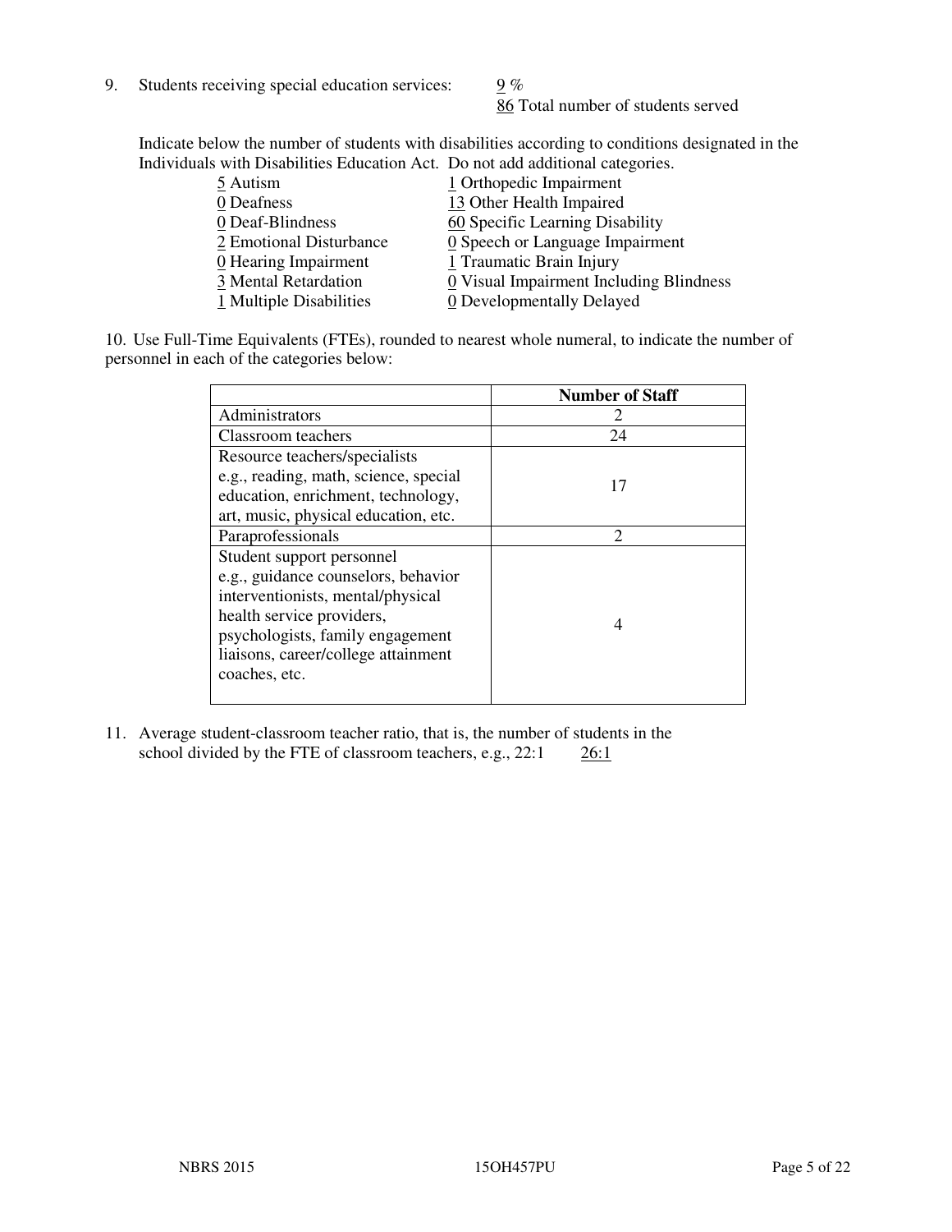9. Students receiving special education services: 9 %
   86 Total number of students served

   Indicate below the number of students with disabilities according to conditions designated in the Individuals with Disabilities Education Act. Do not add additional categories.

| | |
|---|---|
| 5 Autism | 1 Orthopedic Impairment |
| 0 Deafness | 13 Other Health Impaired |
| 0 Deaf-Blindness | 60 Specific Learning Disability |
| 2 Emotional Disturbance | 0 Speech or Language Impairment |
| 0 Hearing Impairment | 1 Traumatic Brain Injury |
| 3 Mental Retardation | 0 Visual Impairment Including Blindness |
| 1 Multiple Disabilities | 0 Developmentally Delayed |

10. Use Full-Time Equivalents (FTEs), rounded to nearest whole numeral, to indicate the number of personnel in each of the categories below:

| | Number of Staff |
|---|---|
| Administrators | 2 |
| Classroom teachers | 24 |
| Resource teachers/specialists e.g., reading, math, science, special education, enrichment, technology, art, music, physical education, etc. | 17 |
| Paraprofessionals | 2 |
| Student support personnel e.g., guidance counselors, behavior interventionists, mental/physical health service providers, psychologists, family engagement liaisons, career/college attainment coaches, etc. | 4 |

11. Average student-classroom teacher ratio, that is, the number of students in the school divided by the FTE of classroom teachers, e.g., 22:1 26:1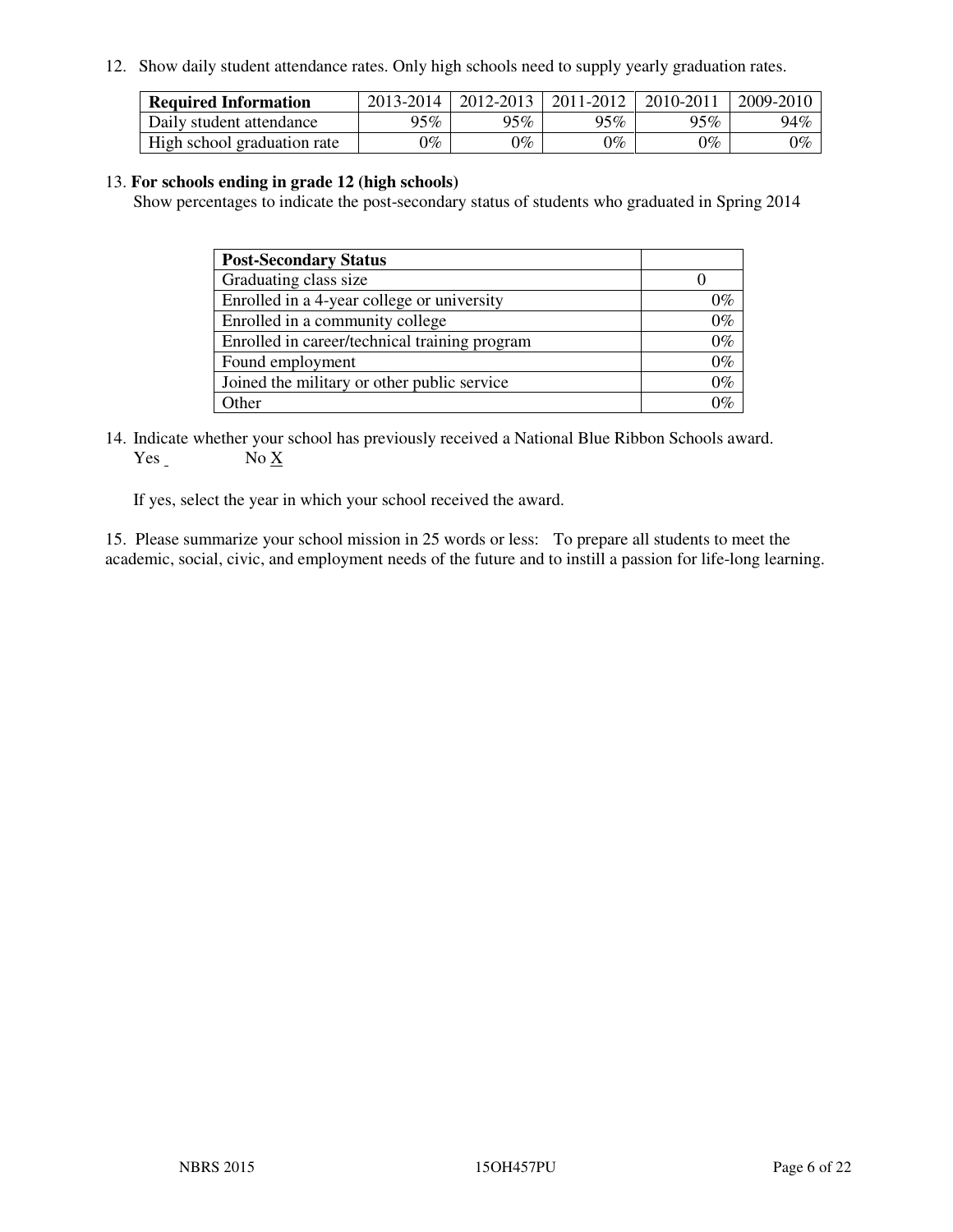12. Show daily student attendance rates. Only high schools need to supply yearly graduation rates.

| **Required Information** | 2013-2014 | 2012-2013 | 2011-2012 | 2010-2011 | 2009-2010 |
|---|---|---|---|---|---|
| Daily student attendance | 95% | 95% | 95% | 95% | 94% |
| High school graduation rate | 0% | 0% | 0% | 0% | 0% |

13. **For schools ending in grade 12 (high schools)**
Show percentages to indicate the post-secondary status of students who graduated in Spring 2014

| **Post-Secondary Status** | |
|---|---|
| Graduating class size | 0 |
| Enrolled in a 4-year college or university | 0% |
| Enrolled in a community college | 0% |
| Enrolled in career/technical training program | 0% |
| Found employment | 0% |
| Joined the military or other public service | 0% |
| Other | 0% |

14. Indicate whether your school has previously received a National Blue Ribbon Schools award.
Yes No X

If yes, select the year in which your school received the award.

15. Please summarize your school mission in 25 words or less: To prepare all students to meet the academic, social, civic, and employment needs of the future and to instill a passion for life-long learning.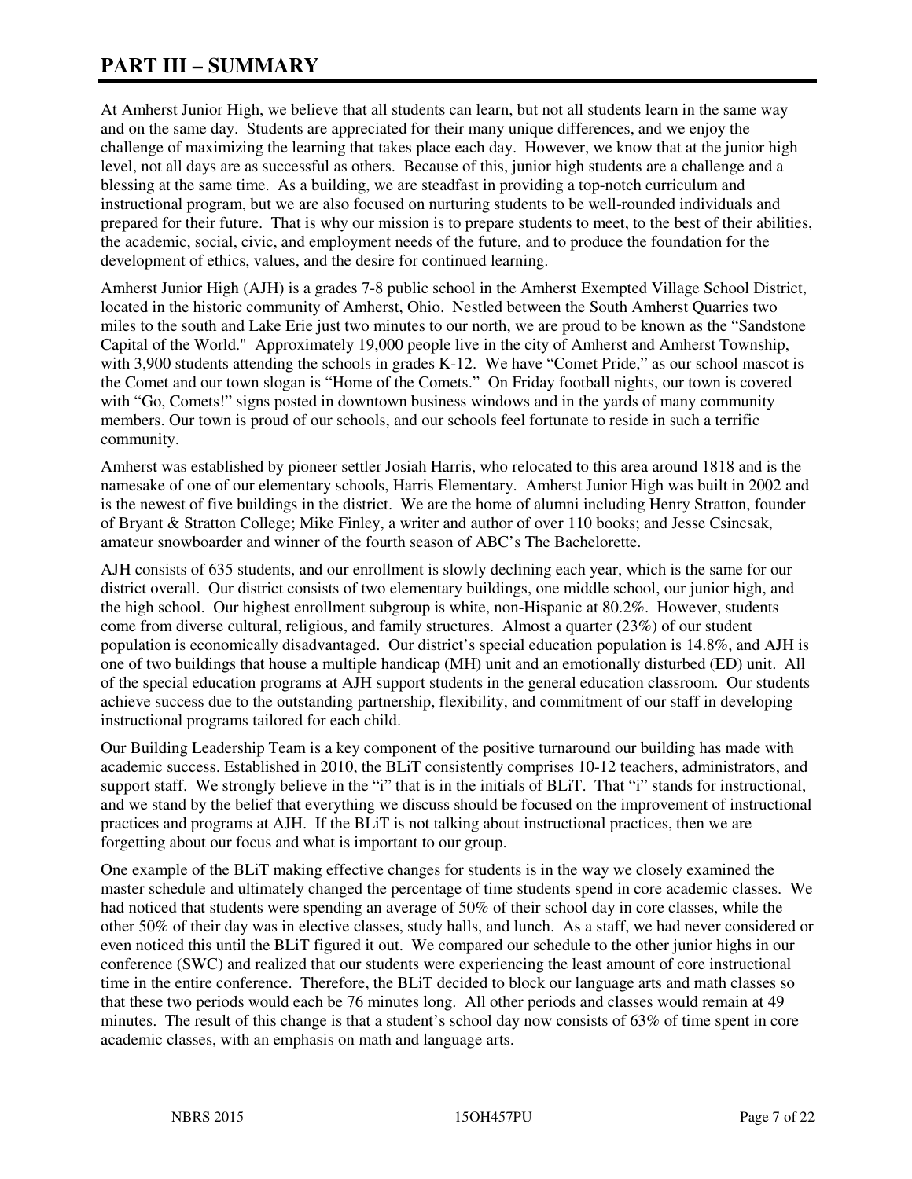# PART III – SUMMARY

At Amherst Junior High, we believe that all students can learn, but not all students learn in the same way and on the same day. Students are appreciated for their many unique differences, and we enjoy the challenge of maximizing the learning that takes place each day. However, we know that at the junior high level, not all days are as successful as others. Because of this, junior high students are a challenge and a blessing at the same time. As a building, we are steadfast in providing a top-notch curriculum and instructional program, but we are also focused on nurturing students to be well-rounded individuals and prepared for their future. That is why our mission is to prepare students to meet, to the best of their abilities, the academic, social, civic, and employment needs of the future, and to produce the foundation for the development of ethics, values, and the desire for continued learning.

Amherst Junior High (AJH) is a grades 7-8 public school in the Amherst Exempted Village School District, located in the historic community of Amherst, Ohio. Nestled between the South Amherst Quarries two miles to the south and Lake Erie just two minutes to our north, we are proud to be known as the "Sandstone Capital of the World." Approximately 19,000 people live in the city of Amherst and Amherst Township, with 3,900 students attending the schools in grades K-12. We have "Comet Pride," as our school mascot is the Comet and our town slogan is "Home of the Comets." On Friday football nights, our town is covered with "Go, Comets!" signs posted in downtown business windows and in the yards of many community members. Our town is proud of our schools, and our schools feel fortunate to reside in such a terrific community.

Amherst was established by pioneer settler Josiah Harris, who relocated to this area around 1818 and is the namesake of one of our elementary schools, Harris Elementary. Amherst Junior High was built in 2002 and is the newest of five buildings in the district. We are the home of alumni including Henry Stratton, founder of Bryant & Stratton College; Mike Finley, a writer and author of over 110 books; and Jesse Csincsak, amateur snowboarder and winner of the fourth season of ABC's The Bachelorette.

AJH consists of 635 students, and our enrollment is slowly declining each year, which is the same for our district overall. Our district consists of two elementary buildings, one middle school, our junior high, and the high school. Our highest enrollment subgroup is white, non-Hispanic at 80.2%. However, students come from diverse cultural, religious, and family structures. Almost a quarter (23%) of our student population is economically disadvantaged. Our district's special education population is 14.8%, and AJH is one of two buildings that house a multiple handicap (MH) unit and an emotionally disturbed (ED) unit. All of the special education programs at AJH support students in the general education classroom. Our students achieve success due to the outstanding partnership, flexibility, and commitment of our staff in developing instructional programs tailored for each child.

Our Building Leadership Team is a key component of the positive turnaround our building has made with academic success. Established in 2010, the BLiT consistently comprises 10-12 teachers, administrators, and support staff. We strongly believe in the "i" that is in the initials of BLiT. That "i" stands for instructional, and we stand by the belief that everything we discuss should be focused on the improvement of instructional practices and programs at AJH. If the BLiT is not talking about instructional practices, then we are forgetting about our focus and what is important to our group.

One example of the BLiT making effective changes for students is in the way we closely examined the master schedule and ultimately changed the percentage of time students spend in core academic classes. We had noticed that students were spending an average of 50% of their school day in core classes, while the other 50% of their day was in elective classes, study halls, and lunch. As a staff, we had never considered or even noticed this until the BLiT figured it out. We compared our schedule to the other junior highs in our conference (SWC) and realized that our students were experiencing the least amount of core instructional time in the entire conference. Therefore, the BLiT decided to block our language arts and math classes so that these two periods would each be 76 minutes long. All other periods and classes would remain at 49 minutes. The result of this change is that a student's school day now consists of 63% of time spent in core academic classes, with an emphasis on math and language arts.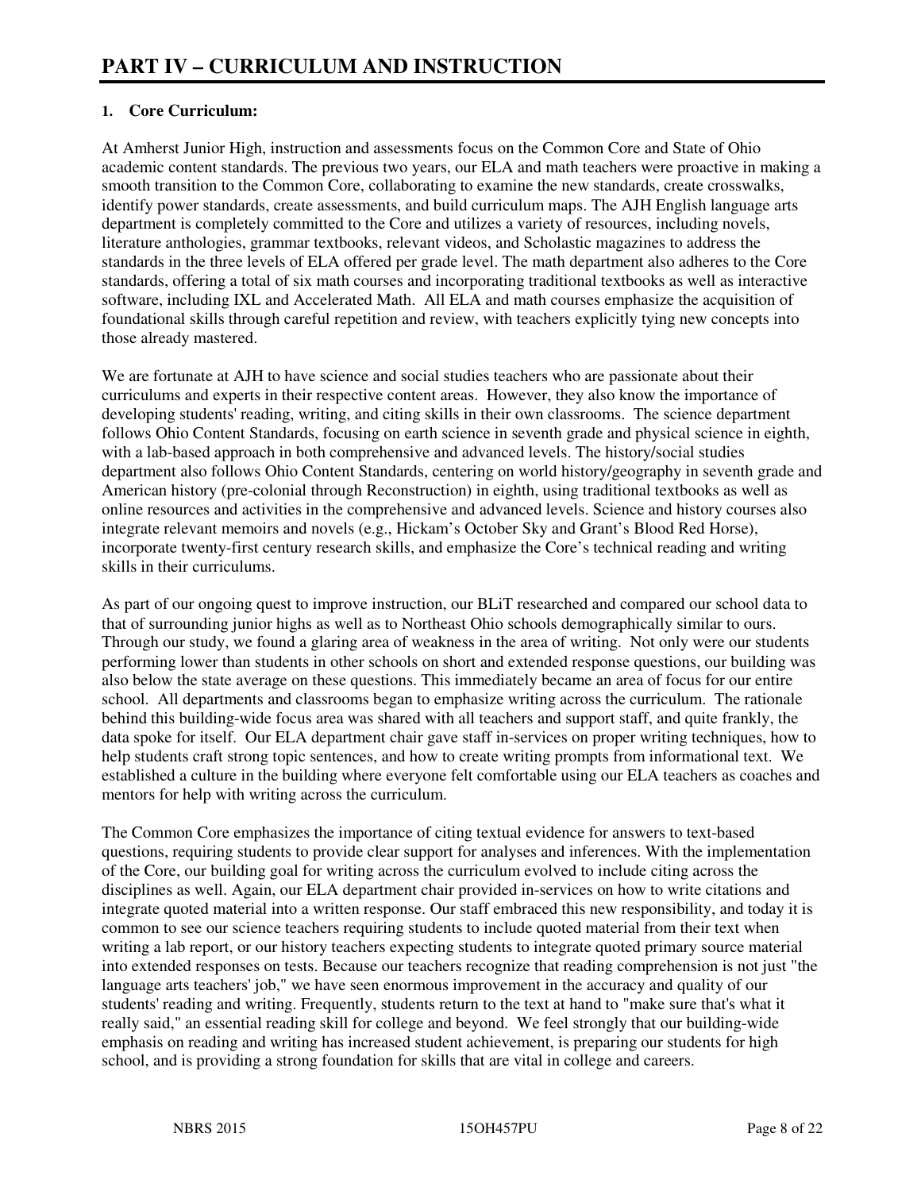# PART IV – CURRICULUM AND INSTRUCTION

**1. Core Curriculum:**

At Amherst Junior High, instruction and assessments focus on the Common Core and State of Ohio academic content standards. The previous two years, our ELA and math teachers were proactive in making a smooth transition to the Common Core, collaborating to examine the new standards, create crosswalks, identify power standards, create assessments, and build curriculum maps. The AJH English language arts department is completely committed to the Core and utilizes a variety of resources, including novels, literature anthologies, grammar textbooks, relevant videos, and Scholastic magazines to address the standards in the three levels of ELA offered per grade level. The math department also adheres to the Core standards, offering a total of six math courses and incorporating traditional textbooks as well as interactive software, including IXL and Accelerated Math. All ELA and math courses emphasize the acquisition of foundational skills through careful repetition and review, with teachers explicitly tying new concepts into those already mastered.

We are fortunate at AJH to have science and social studies teachers who are passionate about their curriculums and experts in their respective content areas. However, they also know the importance of developing students' reading, writing, and citing skills in their own classrooms. The science department follows Ohio Content Standards, focusing on earth science in seventh grade and physical science in eighth, with a lab-based approach in both comprehensive and advanced levels. The history/social studies department also follows Ohio Content Standards, centering on world history/geography in seventh grade and American history (pre-colonial through Reconstruction) in eighth, using traditional textbooks as well as online resources and activities in the comprehensive and advanced levels. Science and history courses also integrate relevant memoirs and novels (e.g., Hickam's October Sky and Grant's Blood Red Horse), incorporate twenty-first century research skills, and emphasize the Core's technical reading and writing skills in their curriculums.

As part of our ongoing quest to improve instruction, our BLiT researched and compared our school data to that of surrounding junior highs as well as to Northeast Ohio schools demographically similar to ours. Through our study, we found a glaring area of weakness in the area of writing. Not only were our students performing lower than students in other schools on short and extended response questions, our building was also below the state average on these questions. This immediately became an area of focus for our entire school. All departments and classrooms began to emphasize writing across the curriculum. The rationale behind this building-wide focus area was shared with all teachers and support staff, and quite frankly, the data spoke for itself. Our ELA department chair gave staff in-services on proper writing techniques, how to help students craft strong topic sentences, and how to create writing prompts from informational text. We established a culture in the building where everyone felt comfortable using our ELA teachers as coaches and mentors for help with writing across the curriculum.

The Common Core emphasizes the importance of citing textual evidence for answers to text-based questions, requiring students to provide clear support for analyses and inferences. With the implementation of the Core, our building goal for writing across the curriculum evolved to include citing across the disciplines as well. Again, our ELA department chair provided in-services on how to write citations and integrate quoted material into a written response. Our staff embraced this new responsibility, and today it is common to see our science teachers requiring students to include quoted material from their text when writing a lab report, or our history teachers expecting students to integrate quoted primary source material into extended responses on tests. Because our teachers recognize that reading comprehension is not just "the language arts teachers' job," we have seen enormous improvement in the accuracy and quality of our students' reading and writing. Frequently, students return to the text at hand to "make sure that's what it really said," an essential reading skill for college and beyond. We feel strongly that our building-wide emphasis on reading and writing has increased student achievement, is preparing our students for high school, and is providing a strong foundation for skills that are vital in college and careers.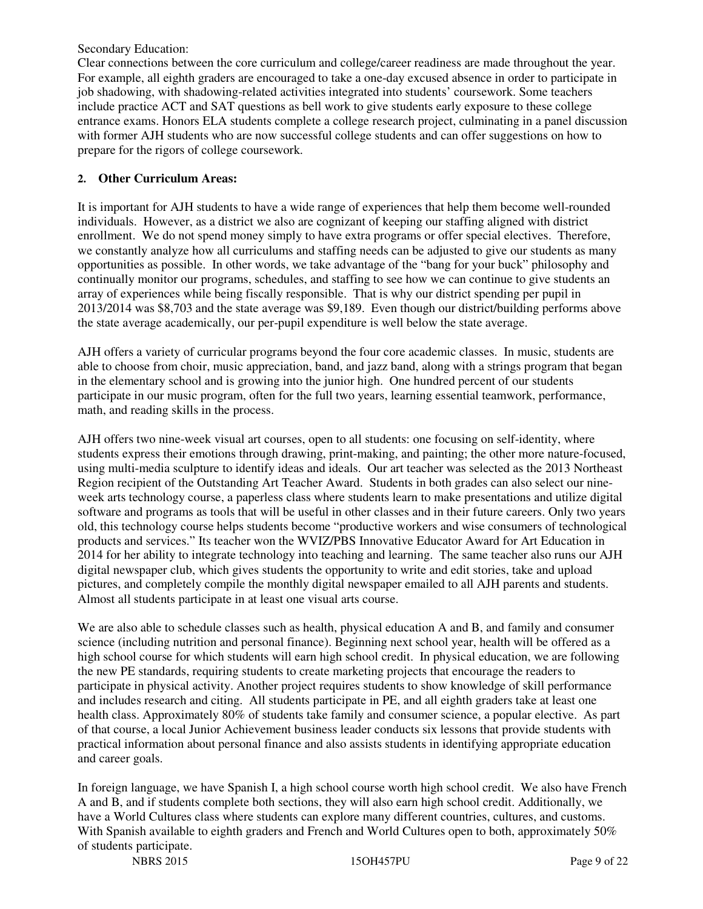Secondary Education:
Clear connections between the core curriculum and college/career readiness are made throughout the year. For example, all eighth graders are encouraged to take a one-day excused absence in order to participate in job shadowing, with shadowing-related activities integrated into students' coursework. Some teachers include practice ACT and SAT questions as bell work to give students early exposure to these college entrance exams. Honors ELA students complete a college research project, culminating in a panel discussion with former AJH students who are now successful college students and can offer suggestions on how to prepare for the rigors of college coursework.

## 2. Other Curriculum Areas:

It is important for AJH students to have a wide range of experiences that help them become well-rounded individuals. However, as a district we also are cognizant of keeping our staffing aligned with district enrollment. We do not spend money simply to have extra programs or offer special electives. Therefore, we constantly analyze how all curriculums and staffing needs can be adjusted to give our students as many opportunities as possible. In other words, we take advantage of the "bang for your buck" philosophy and continually monitor our programs, schedules, and staffing to see how we can continue to give students an array of experiences while being fiscally responsible. That is why our district spending per pupil in 2013/2014 was $8,703 and the state average was $9,189. Even though our district/building performs above the state average academically, our per-pupil expenditure is well below the state average.

AJH offers a variety of curricular programs beyond the four core academic classes. In music, students are able to choose from choir, music appreciation, band, and jazz band, along with a strings program that began in the elementary school and is growing into the junior high. One hundred percent of our students participate in our music program, often for the full two years, learning essential teamwork, performance, math, and reading skills in the process.

AJH offers two nine-week visual art courses, open to all students: one focusing on self-identity, where students express their emotions through drawing, print-making, and painting; the other more nature-focused, using multi-media sculpture to identify ideas and ideals. Our art teacher was selected as the 2013 Northeast Region recipient of the Outstanding Art Teacher Award. Students in both grades can also select our nine-week arts technology course, a paperless class where students learn to make presentations and utilize digital software and programs as tools that will be useful in other classes and in their future careers. Only two years old, this technology course helps students become "productive workers and wise consumers of technological products and services." Its teacher won the WVIZ/PBS Innovative Educator Award for Art Education in 2014 for her ability to integrate technology into teaching and learning. The same teacher also runs our AJH digital newspaper club, which gives students the opportunity to write and edit stories, take and upload pictures, and completely compile the monthly digital newspaper emailed to all AJH parents and students. Almost all students participate in at least one visual arts course.

We are also able to schedule classes such as health, physical education A and B, and family and consumer science (including nutrition and personal finance). Beginning next school year, health will be offered as a high school course for which students will earn high school credit. In physical education, we are following the new PE standards, requiring students to create marketing projects that encourage the readers to participate in physical activity. Another project requires students to show knowledge of skill performance and includes research and citing. All students participate in PE, and all eighth graders take at least one health class. Approximately 80% of students take family and consumer science, a popular elective. As part of that course, a local Junior Achievement business leader conducts six lessons that provide students with practical information about personal finance and also assists students in identifying appropriate education and career goals.

In foreign language, we have Spanish I, a high school course worth high school credit. We also have French A and B, and if students complete both sections, they will also earn high school credit. Additionally, we have a World Cultures class where students can explore many different countries, cultures, and customs. With Spanish available to eighth graders and French and World Cultures open to both, approximately 50% of students participate.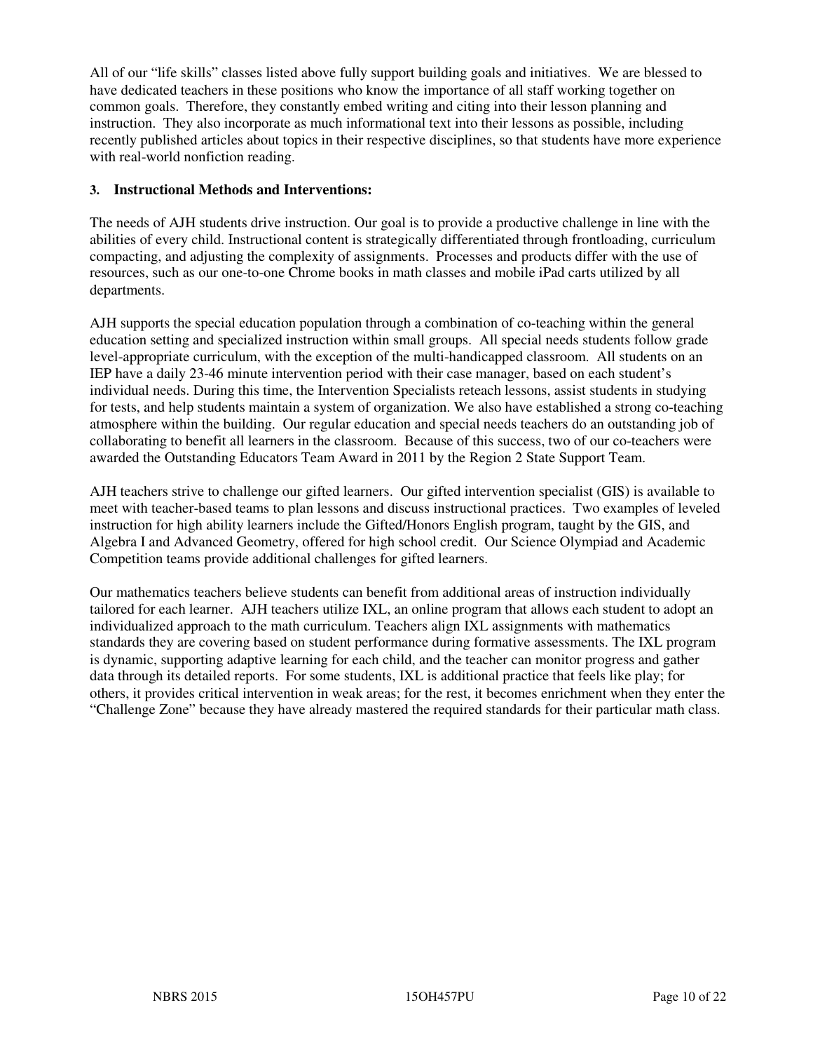All of our “life skills” classes listed above fully support building goals and initiatives. We are blessed to have dedicated teachers in these positions who know the importance of all staff working together on common goals. Therefore, they constantly embed writing and citing into their lesson planning and instruction. They also incorporate as much informational text into their lessons as possible, including recently published articles about topics in their respective disciplines, so that students have more experience with real-world nonfiction reading.

### 3. Instructional Methods and Interventions:

The needs of AJH students drive instruction. Our goal is to provide a productive challenge in line with the abilities of every child. Instructional content is strategically differentiated through frontloading, curriculum compacting, and adjusting the complexity of assignments. Processes and products differ with the use of resources, such as our one-to-one Chrome books in math classes and mobile iPad carts utilized by all departments.

AJH supports the special education population through a combination of co-teaching within the general education setting and specialized instruction within small groups. All special needs students follow grade level-appropriate curriculum, with the exception of the multi-handicapped classroom. All students on an IEP have a daily 23-46 minute intervention period with their case manager, based on each student’s individual needs. During this time, the Intervention Specialists reteach lessons, assist students in studying for tests, and help students maintain a system of organization. We also have established a strong co-teaching atmosphere within the building. Our regular education and special needs teachers do an outstanding job of collaborating to benefit all learners in the classroom. Because of this success, two of our co-teachers were awarded the Outstanding Educators Team Award in 2011 by the Region 2 State Support Team.

AJH teachers strive to challenge our gifted learners. Our gifted intervention specialist (GIS) is available to meet with teacher-based teams to plan lessons and discuss instructional practices. Two examples of leveled instruction for high ability learners include the Gifted/Honors English program, taught by the GIS, and Algebra I and Advanced Geometry, offered for high school credit. Our Science Olympiad and Academic Competition teams provide additional challenges for gifted learners.

Our mathematics teachers believe students can benefit from additional areas of instruction individually tailored for each learner. AJH teachers utilize IXL, an online program that allows each student to adopt an individualized approach to the math curriculum. Teachers align IXL assignments with mathematics standards they are covering based on student performance during formative assessments. The IXL program is dynamic, supporting adaptive learning for each child, and the teacher can monitor progress and gather data through its detailed reports. For some students, IXL is additional practice that feels like play; for others, it provides critical intervention in weak areas; for the rest, it becomes enrichment when they enter the “Challenge Zone” because they have already mastered the required standards for their particular math class.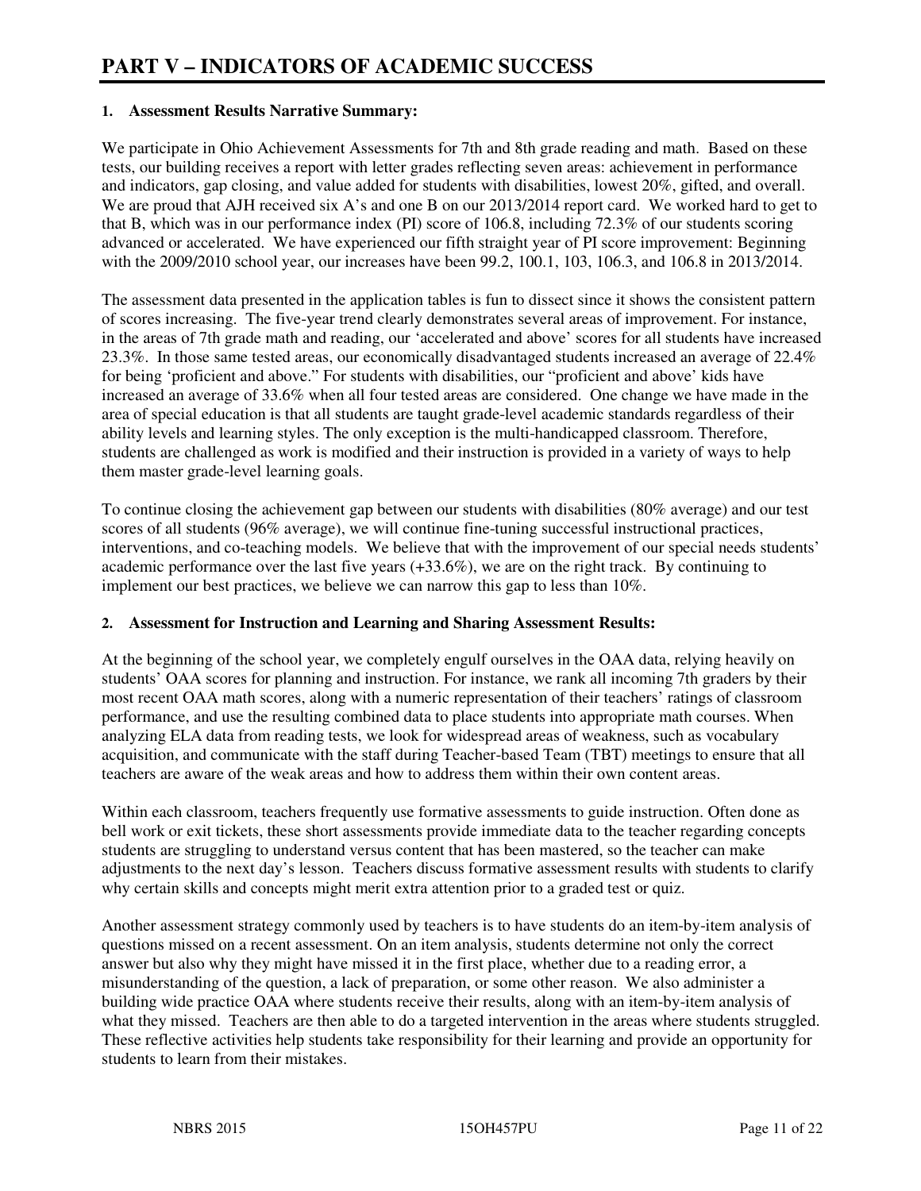# PART V – INDICATORS OF ACADEMIC SUCCESS

**1. Assessment Results Narrative Summary:**

We participate in Ohio Achievement Assessments for 7th and 8th grade reading and math. Based on these tests, our building receives a report with letter grades reflecting seven areas: achievement in performance and indicators, gap closing, and value added for students with disabilities, lowest 20%, gifted, and overall. We are proud that AJH received six A's and one B on our 2013/2014 report card. We worked hard to get to that B, which was in our performance index (PI) score of 106.8, including 72.3% of our students scoring advanced or accelerated. We have experienced our fifth straight year of PI score improvement: Beginning with the 2009/2010 school year, our increases have been 99.2, 100.1, 103, 106.3, and 106.8 in 2013/2014.

The assessment data presented in the application tables is fun to dissect since it shows the consistent pattern of scores increasing. The five-year trend clearly demonstrates several areas of improvement. For instance, in the areas of 7th grade math and reading, our 'accelerated and above' scores for all students have increased 23.3%. In those same tested areas, our economically disadvantaged students increased an average of 22.4% for being 'proficient and above." For students with disabilities, our "proficient and above' kids have increased an average of 33.6% when all four tested areas are considered. One change we have made in the area of special education is that all students are taught grade-level academic standards regardless of their ability levels and learning styles. The only exception is the multi-handicapped classroom. Therefore, students are challenged as work is modified and their instruction is provided in a variety of ways to help them master grade-level learning goals.

To continue closing the achievement gap between our students with disabilities (80% average) and our test scores of all students (96% average), we will continue fine-tuning successful instructional practices, interventions, and co-teaching models. We believe that with the improvement of our special needs students' academic performance over the last five years (+33.6%), we are on the right track. By continuing to implement our best practices, we believe we can narrow this gap to less than 10%.

**2. Assessment for Instruction and Learning and Sharing Assessment Results:**

At the beginning of the school year, we completely engulf ourselves in the OAA data, relying heavily on students' OAA scores for planning and instruction. For instance, we rank all incoming 7th graders by their most recent OAA math scores, along with a numeric representation of their teachers' ratings of classroom performance, and use the resulting combined data to place students into appropriate math courses. When analyzing ELA data from reading tests, we look for widespread areas of weakness, such as vocabulary acquisition, and communicate with the staff during Teacher-based Team (TBT) meetings to ensure that all teachers are aware of the weak areas and how to address them within their own content areas.

Within each classroom, teachers frequently use formative assessments to guide instruction. Often done as bell work or exit tickets, these short assessments provide immediate data to the teacher regarding concepts students are struggling to understand versus content that has been mastered, so the teacher can make adjustments to the next day's lesson. Teachers discuss formative assessment results with students to clarify why certain skills and concepts might merit extra attention prior to a graded test or quiz.

Another assessment strategy commonly used by teachers is to have students do an item-by-item analysis of questions missed on a recent assessment. On an item analysis, students determine not only the correct answer but also why they might have missed it in the first place, whether due to a reading error, a misunderstanding of the question, a lack of preparation, or some other reason. We also administer a building wide practice OAA where students receive their results, along with an item-by-item analysis of what they missed. Teachers are then able to do a targeted intervention in the areas where students struggled. These reflective activities help students take responsibility for their learning and provide an opportunity for students to learn from their mistakes.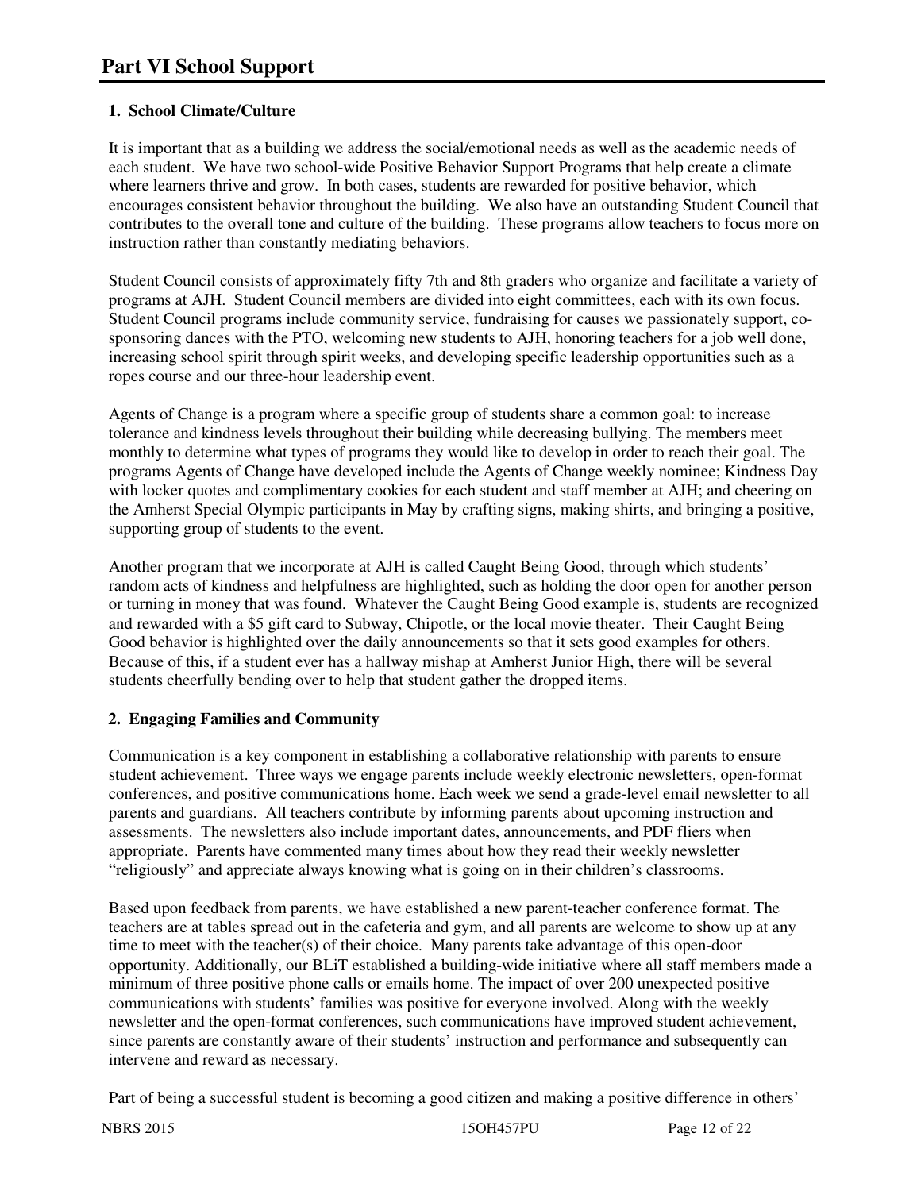# Part VI School Support

**1. School Climate/Culture**

It is important that as a building we address the social/emotional needs as well as the academic needs of each student. We have two school-wide Positive Behavior Support Programs that help create a climate where learners thrive and grow. In both cases, students are rewarded for positive behavior, which encourages consistent behavior throughout the building. We also have an outstanding Student Council that contributes to the overall tone and culture of the building. These programs allow teachers to focus more on instruction rather than constantly mediating behaviors.

Student Council consists of approximately fifty 7th and 8th graders who organize and facilitate a variety of programs at AJH. Student Council members are divided into eight committees, each with its own focus. Student Council programs include community service, fundraising for causes we passionately support, co-sponsoring dances with the PTO, welcoming new students to AJH, honoring teachers for a job well done, increasing school spirit through spirit weeks, and developing specific leadership opportunities such as a ropes course and our three-hour leadership event.

Agents of Change is a program where a specific group of students share a common goal: to increase tolerance and kindness levels throughout their building while decreasing bullying. The members meet monthly to determine what types of programs they would like to develop in order to reach their goal. The programs Agents of Change have developed include the Agents of Change weekly nominee; Kindness Day with locker quotes and complimentary cookies for each student and staff member at AJH; and cheering on the Amherst Special Olympic participants in May by crafting signs, making shirts, and bringing a positive, supporting group of students to the event.

Another program that we incorporate at AJH is called Caught Being Good, through which students' random acts of kindness and helpfulness are highlighted, such as holding the door open for another person or turning in money that was found. Whatever the Caught Being Good example is, students are recognized and rewarded with a $5 gift card to Subway, Chipotle, or the local movie theater. Their Caught Being Good behavior is highlighted over the daily announcements so that it sets good examples for others. Because of this, if a student ever has a hallway mishap at Amherst Junior High, there will be several students cheerfully bending over to help that student gather the dropped items.

**2. Engaging Families and Community**

Communication is a key component in establishing a collaborative relationship with parents to ensure student achievement. Three ways we engage parents include weekly electronic newsletters, open-format conferences, and positive communications home. Each week we send a grade-level email newsletter to all parents and guardians. All teachers contribute by informing parents about upcoming instruction and assessments. The newsletters also include important dates, announcements, and PDF fliers when appropriate. Parents have commented many times about how they read their weekly newsletter "religiously" and appreciate always knowing what is going on in their children's classrooms.

Based upon feedback from parents, we have established a new parent-teacher conference format. The teachers are at tables spread out in the cafeteria and gym, and all parents are welcome to show up at any time to meet with the teacher(s) of their choice. Many parents take advantage of this open-door opportunity. Additionally, our BLiT established a building-wide initiative where all staff members made a minimum of three positive phone calls or emails home. The impact of over 200 unexpected positive communications with students' families was positive for everyone involved. Along with the weekly newsletter and the open-format conferences, such communications have improved student achievement, since parents are constantly aware of their students' instruction and performance and subsequently can intervene and reward as necessary.

Part of being a successful student is becoming a good citizen and making a positive difference in others'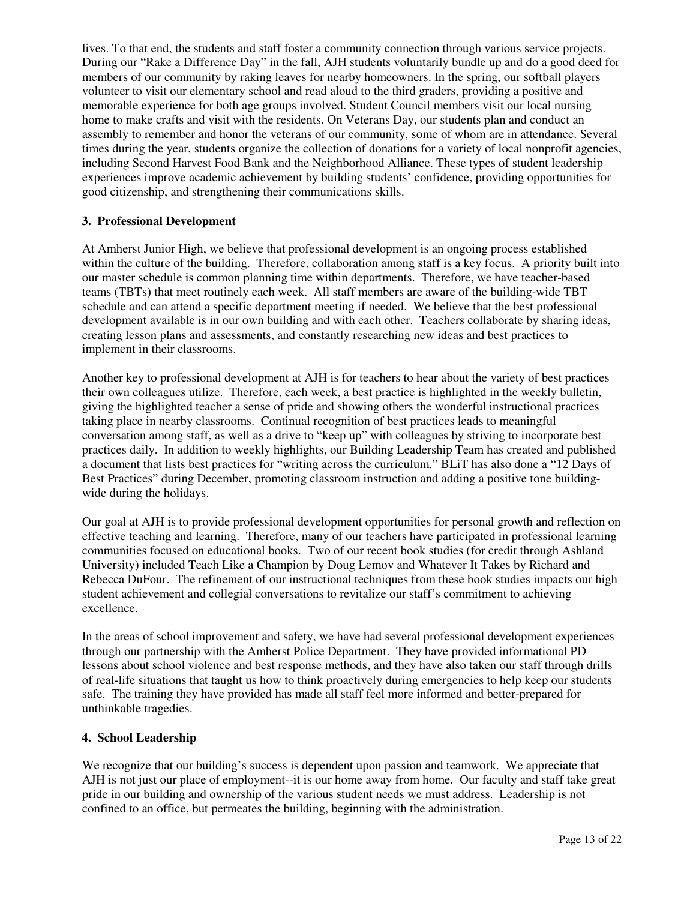lives. To that end, the students and staff foster a community connection through various service projects. During our "Rake a Difference Day" in the fall, AJH students voluntarily bundle up and do a good deed for members of our community by raking leaves for nearby homeowners. In the spring, our softball players volunteer to visit our elementary school and read aloud to the third graders, providing a positive and memorable experience for both age groups involved. Student Council members visit our local nursing home to make crafts and visit with the residents. On Veterans Day, our students plan and conduct an assembly to remember and honor the veterans of our community, some of whom are in attendance. Several times during the year, students organize the collection of donations for a variety of local nonprofit agencies, including Second Harvest Food Bank and the Neighborhood Alliance. These types of student leadership experiences improve academic achievement by building students' confidence, providing opportunities for good citizenship, and strengthening their communications skills.

**3. Professional Development**

At Amherst Junior High, we believe that professional development is an ongoing process established within the culture of the building. Therefore, collaboration among staff is a key focus. A priority built into our master schedule is common planning time within departments. Therefore, we have teacher-based teams (TBTs) that meet routinely each week. All staff members are aware of the building-wide TBT schedule and can attend a specific department meeting if needed. We believe that the best professional development available is in our own building and with each other. Teachers collaborate by sharing ideas, creating lesson plans and assessments, and constantly researching new ideas and best practices to implement in their classrooms.

Another key to professional development at AJH is for teachers to hear about the variety of best practices their own colleagues utilize. Therefore, each week, a best practice is highlighted in the weekly bulletin, giving the highlighted teacher a sense of pride and showing others the wonderful instructional practices taking place in nearby classrooms. Continual recognition of best practices leads to meaningful conversation among staff, as well as a drive to "keep up" with colleagues by striving to incorporate best practices daily. In addition to weekly highlights, our Building Leadership Team has created and published a document that lists best practices for "writing across the curriculum." BLiT has also done a "12 Days of Best Practices" during December, promoting classroom instruction and adding a positive tone building-wide during the holidays.

Our goal at AJH is to provide professional development opportunities for personal growth and reflection on effective teaching and learning. Therefore, many of our teachers have participated in professional learning communities focused on educational books. Two of our recent book studies (for credit through Ashland University) included Teach Like a Champion by Doug Lemov and Whatever It Takes by Richard and Rebecca DuFour. The refinement of our instructional techniques from these book studies impacts our high student achievement and collegial conversations to revitalize our staff's commitment to achieving excellence.

In the areas of school improvement and safety, we have had several professional development experiences through our partnership with the Amherst Police Department. They have provided informational PD lessons about school violence and best response methods, and they have also taken our staff through drills of real-life situations that taught us how to think proactively during emergencies to help keep our students safe. The training they have provided has made all staff feel more informed and better-prepared for unthinkable tragedies.

**4. School Leadership**

We recognize that our building's success is dependent upon passion and teamwork. We appreciate that AJH is not just our place of employment--it is our home away from home. Our faculty and staff take great pride in our building and ownership of the various student needs we must address. Leadership is not confined to an office, but permeates the building, beginning with the administration.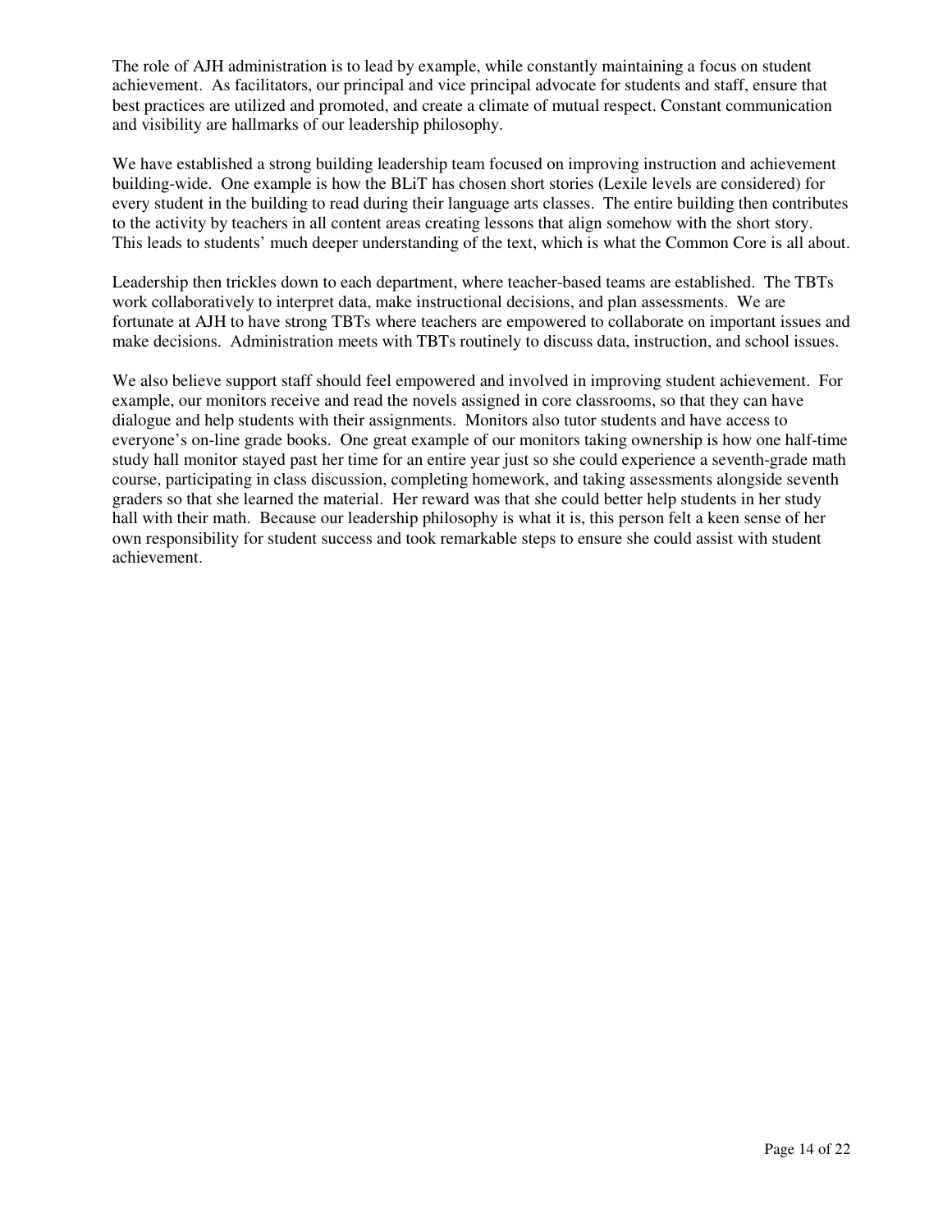The role of AJH administration is to lead by example, while constantly maintaining a focus on student achievement. As facilitators, our principal and vice principal advocate for students and staff, ensure that best practices are utilized and promoted, and create a climate of mutual respect. Constant communication and visibility are hallmarks of our leadership philosophy.

We have established a strong building leadership team focused on improving instruction and achievement building-wide. One example is how the BLiT has chosen short stories (Lexile levels are considered) for every student in the building to read during their language arts classes. The entire building then contributes to the activity by teachers in all content areas creating lessons that align somehow with the short story. This leads to students' much deeper understanding of the text, which is what the Common Core is all about.

Leadership then trickles down to each department, where teacher-based teams are established. The TBTs work collaboratively to interpret data, make instructional decisions, and plan assessments. We are fortunate at AJH to have strong TBTs where teachers are empowered to collaborate on important issues and make decisions. Administration meets with TBTs routinely to discuss data, instruction, and school issues.

We also believe support staff should feel empowered and involved in improving student achievement. For example, our monitors receive and read the novels assigned in core classrooms, so that they can have dialogue and help students with their assignments. Monitors also tutor students and have access to everyone's on-line grade books. One great example of our monitors taking ownership is how one half-time study hall monitor stayed past her time for an entire year just so she could experience a seventh-grade math course, participating in class discussion, completing homework, and taking assessments alongside seventh graders so that she learned the material. Her reward was that she could better help students in her study hall with their math. Because our leadership philosophy is what it is, this person felt a keen sense of her own responsibility for student success and took remarkable steps to ensure she could assist with student achievement.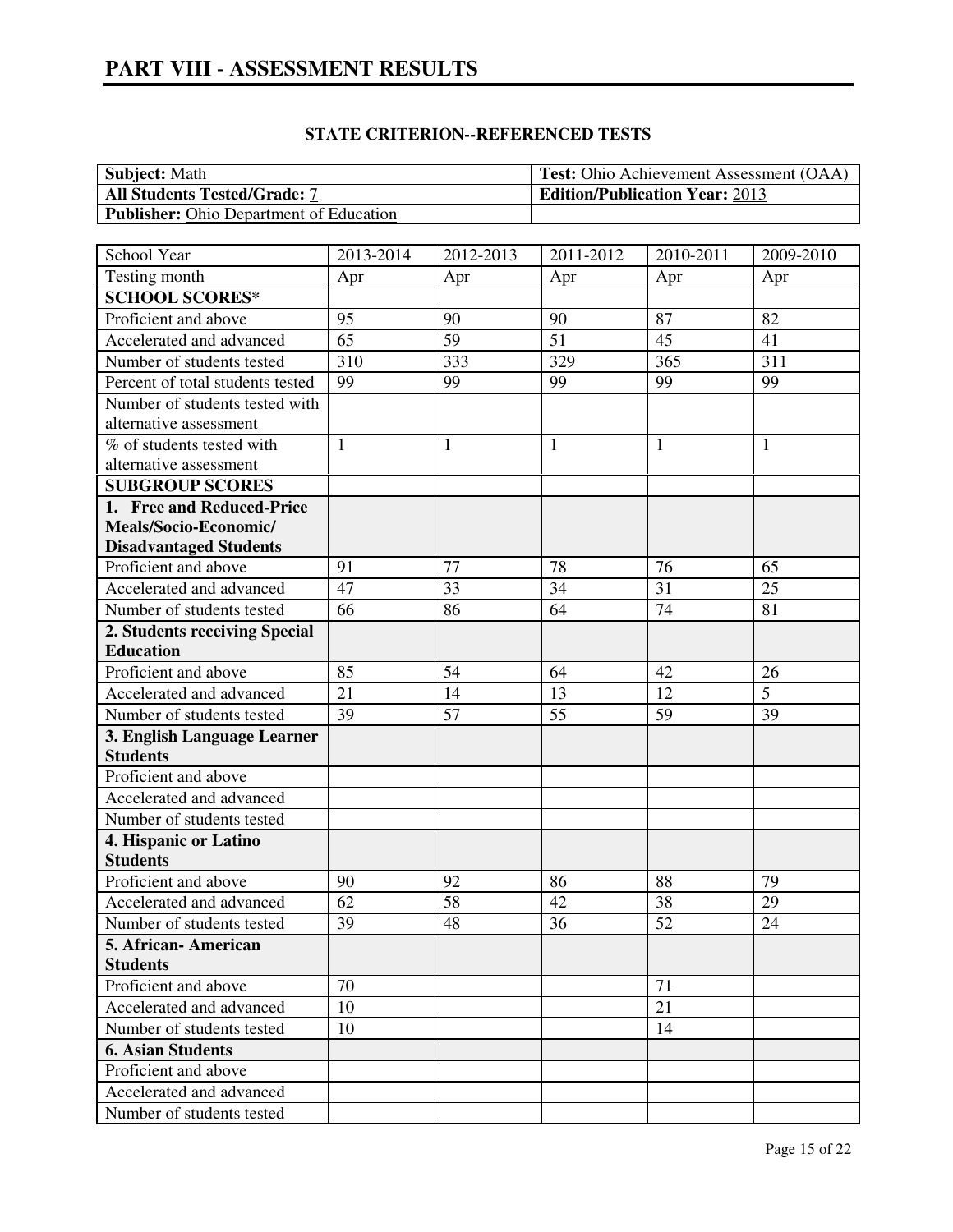# PART VIII - ASSESSMENT RESULTS

**STATE CRITERION--REFERENCED TESTS**

| **Subject:** Math | **Test:** Ohio Achievement Assessment (OAA) |
| --- | --- |
| **All Students Tested/Grade:** 7 | **Edition/Publication Year:** 2013 |
| **Publisher:** Ohio Department of Education | |

| School Year | 2013-2014 | 2012-2013 | 2011-2012 | 2010-2011 | 2009-2010 |
| --- | --- | --- | --- | --- | --- |
| Testing month | Apr | Apr | Apr | Apr | Apr |
| **SCHOOL SCORES*** | | | | | |
| Proficient and above | 95 | 90 | 90 | 87 | 82 |
| Accelerated and advanced | 65 | 59 | 51 | 45 | 41 |
| Number of students tested | 310 | 333 | 329 | 365 | 311 |
| Percent of total students tested | 99 | 99 | 99 | 99 | 99 |
| Number of students tested with alternative assessment | | | | | |
| % of students tested with alternative assessment | 1 | 1 | 1 | 1 | 1 |
| **SUBGROUP SCORES** | | | | | |
| **1. Free and Reduced-Price Meals/Socio-Economic/ Disadvantaged Students** | | | | | |
| Proficient and above | 91 | 77 | 78 | 76 | 65 |
| Accelerated and advanced | 47 | 33 | 34 | 31 | 25 |
| Number of students tested | 66 | 86 | 64 | 74 | 81 |
| **2. Students receiving Special Education** | | | | | |
| Proficient and above | 85 | 54 | 64 | 42 | 26 |
| Accelerated and advanced | 21 | 14 | 13 | 12 | 5 |
| Number of students tested | 39 | 57 | 55 | 59 | 39 |
| **3. English Language Learner Students** | | | | | |
| Proficient and above | | | | | |
| Accelerated and advanced | | | | | |
| Number of students tested | | | | | |
| **4. Hispanic or Latino Students** | | | | | |
| Proficient and above | 90 | 92 | 86 | 88 | 79 |
| Accelerated and advanced | 62 | 58 | 42 | 38 | 29 |
| Number of students tested | 39 | 48 | 36 | 52 | 24 |
| **5. African- American Students** | | | | | |
| Proficient and above | 70 | | | 71 | |
| Accelerated and advanced | 10 | | | 21 | |
| Number of students tested | 10 | | | 14 | |
| **6. Asian Students** | | | | | |
| Proficient and above | | | | | |
| Accelerated and advanced | | | | | |
| Number of students tested | | | | | |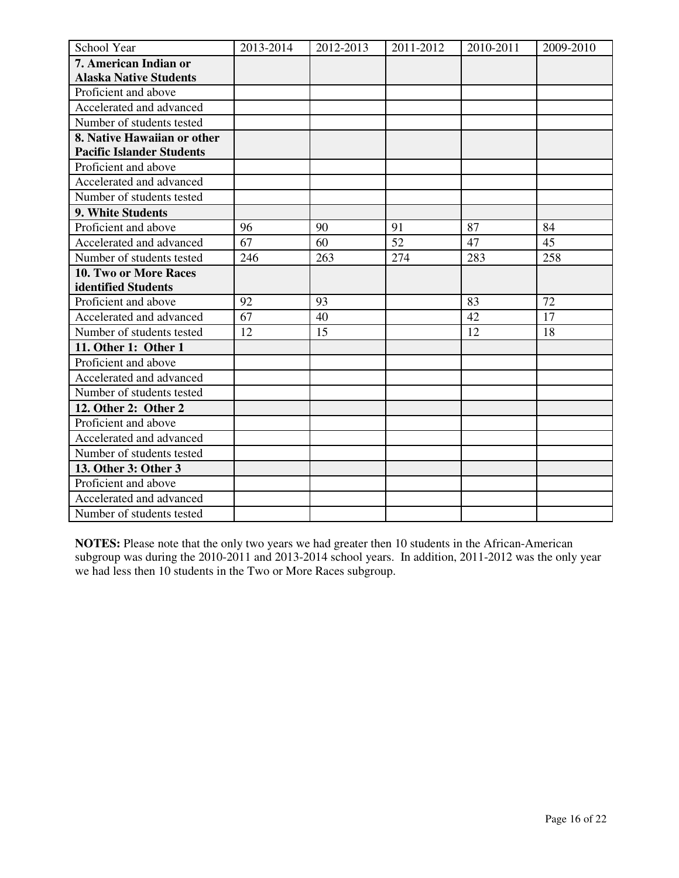| School Year | 2013-2014 | 2012-2013 | 2011-2012 | 2010-2011 | 2009-2010 |
|---|---|---|---|---|---|
| **7. American Indian or Alaska Native Students** | | | | | |
| Proficient and above | | | | | |
| Accelerated and advanced | | | | | |
| Number of students tested | | | | | |
| **8. Native Hawaiian or other Pacific Islander Students** | | | | | |
| Proficient and above | | | | | |
| Accelerated and advanced | | | | | |
| Number of students tested | | | | | |
| **9. White Students** | | | | | |
| Proficient and above | 96 | 90 | 91 | 87 | 84 |
| Accelerated and advanced | 67 | 60 | 52 | 47 | 45 |
| Number of students tested | 246 | 263 | 274 | 283 | 258 |
| **10. Two or More Races identified Students** | | | | | |
| Proficient and above | 92 | 93 | | 83 | 72 |
| Accelerated and advanced | 67 | 40 | | 42 | 17 |
| Number of students tested | 12 | 15 | | 12 | 18 |
| **11. Other 1: Other 1** | | | | | |
| Proficient and above | | | | | |
| Accelerated and advanced | | | | | |
| Number of students tested | | | | | |
| **12. Other 2: Other 2** | | | | | |
| Proficient and above | | | | | |
| Accelerated and advanced | | | | | |
| Number of students tested | | | | | |
| **13. Other 3: Other 3** | | | | | |
| Proficient and above | | | | | |
| Accelerated and advanced | | | | | |
| Number of students tested | | | | | |

**NOTES:** Please note that the only two years we had greater then 10 students in the African-American subgroup was during the 2010-2011 and 2013-2014 school years. In addition, 2011-2012 was the only year we had less then 10 students in the Two or More Races subgroup.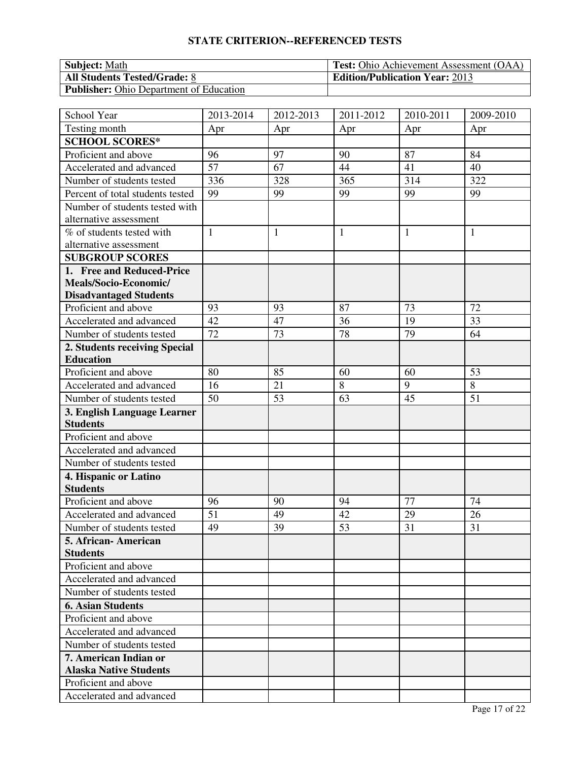## STATE CRITERION--REFERENCED TESTS

| **Subject:** Math | **Test:** Ohio Achievement Assessment (OAA) |
|---|---|
| **All Students Tested/Grade:** 8 | **Edition/Publication Year:** 2013 |
| **Publisher:** Ohio Department of Education | |

| School Year | 2013-2014 | 2012-2013 | 2011-2012 | 2010-2011 | 2009-2010 |
|---|---|---|---|---|---|
| Testing month | Apr | Apr | Apr | Apr | Apr |
| **SCHOOL SCORES*** | | | | | |
| Proficient and above | 96 | 97 | 90 | 87 | 84 |
| Accelerated and advanced | 57 | 67 | 44 | 41 | 40 |
| Number of students tested | 336 | 328 | 365 | 314 | 322 |
| Percent of total students tested | 99 | 99 | 99 | 99 | 99 |
| Number of students tested with alternative assessment | | | | | |
| % of students tested with alternative assessment | 1 | 1 | 1 | 1 | 1 |
| **SUBGROUP SCORES** | | | | | |
| **1. Free and Reduced-Price Meals/Socio-Economic/ Disadvantaged Students** | | | | | |
| Proficient and above | 93 | 93 | 87 | 73 | 72 |
| Accelerated and advanced | 42 | 47 | 36 | 19 | 33 |
| Number of students tested | 72 | 73 | 78 | 79 | 64 |
| **2. Students receiving Special Education** | | | | | |
| Proficient and above | 80 | 85 | 60 | 60 | 53 |
| Accelerated and advanced | 16 | 21 | 8 | 9 | 8 |
| Number of students tested | 50 | 53 | 63 | 45 | 51 |
| **3. English Language Learner Students** | | | | | |
| Proficient and above | | | | | |
| Accelerated and advanced | | | | | |
| Number of students tested | | | | | |
| **4. Hispanic or Latino Students** | | | | | |
| Proficient and above | 96 | 90 | 94 | 77 | 74 |
| Accelerated and advanced | 51 | 49 | 42 | 29 | 26 |
| Number of students tested | 49 | 39 | 53 | 31 | 31 |
| **5. African- American Students** | | | | | |
| Proficient and above | | | | | |
| Accelerated and advanced | | | | | |
| Number of students tested | | | | | |
| **6. Asian Students** | | | | | |
| Proficient and above | | | | | |
| Accelerated and advanced | | | | | |
| Number of students tested | | | | | |
| **7. American Indian or Alaska Native Students** | | | | | |
| Proficient and above | | | | | |
| Accelerated and advanced | | | | | |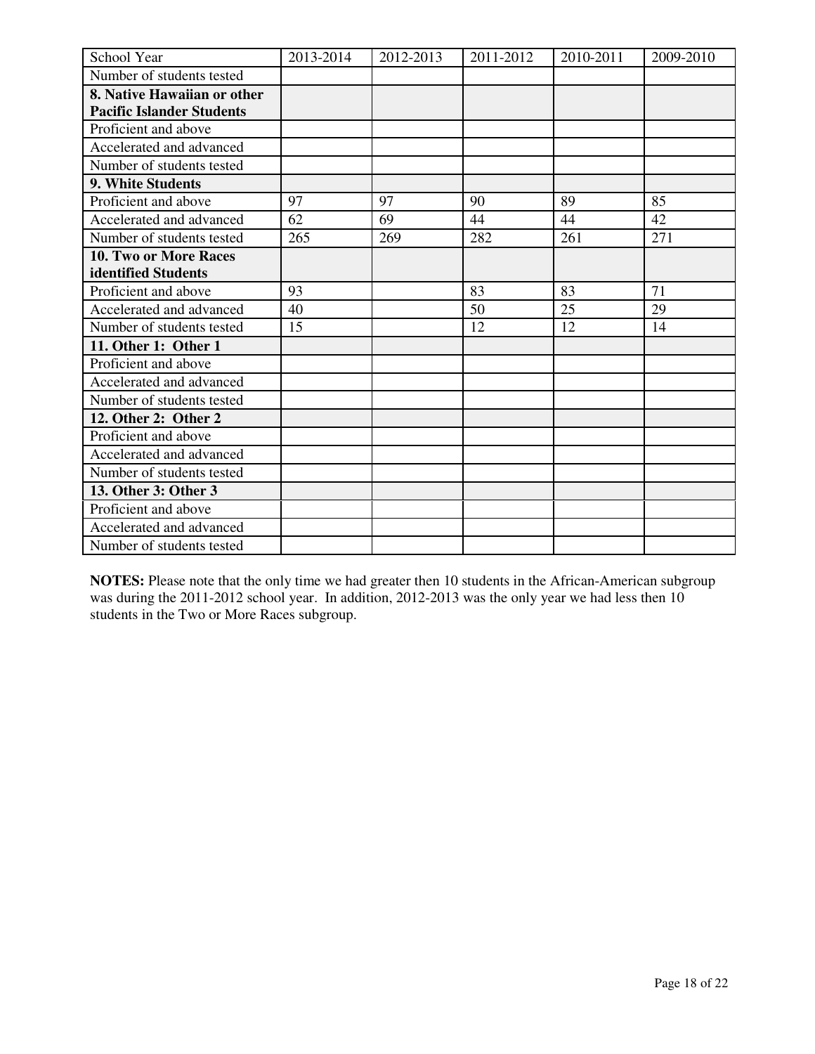| School Year | 2013-2014 | 2012-2013 | 2011-2012 | 2010-2011 | 2009-2010 |
|---|---|---|---|---|---|
| Number of students tested | | | | | |
| **8. Native Hawaiian or other Pacific Islander Students** | | | | | |
| Proficient and above | | | | | |
| Accelerated and advanced | | | | | |
| Number of students tested | | | | | |
| **9. White Students** | | | | | |
| Proficient and above | 97 | 97 | 90 | 89 | 85 |
| Accelerated and advanced | 62 | 69 | 44 | 44 | 42 |
| Number of students tested | 265 | 269 | 282 | 261 | 271 |
| **10. Two or More Races identified Students** | | | | | |
| Proficient and above | 93 | | 83 | 83 | 71 |
| Accelerated and advanced | 40 | | 50 | 25 | 29 |
| Number of students tested | 15 | | 12 | 12 | 14 |
| **11. Other 1: Other 1** | | | | | |
| Proficient and above | | | | | |
| Accelerated and advanced | | | | | |
| Number of students tested | | | | | |
| **12. Other 2: Other 2** | | | | | |
| Proficient and above | | | | | |
| Accelerated and advanced | | | | | |
| Number of students tested | | | | | |
| **13. Other 3: Other 3** | | | | | |
| Proficient and above | | | | | |
| Accelerated and advanced | | | | | |
| Number of students tested | | | | | |

**NOTES:** Please note that the only time we had greater then 10 students in the African-American subgroup was during the 2011-2012 school year. In addition, 2012-2013 was the only year we had less then 10 students in the Two or More Races subgroup.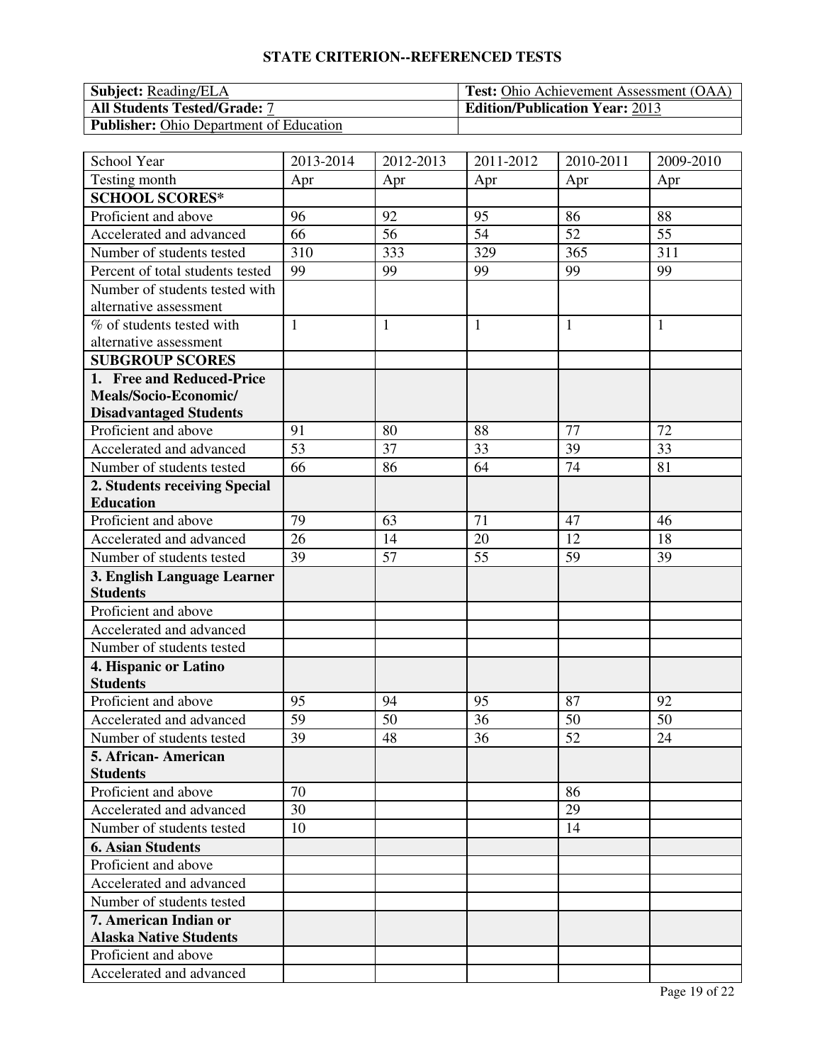## STATE CRITERION--REFERENCED TESTS

| **Subject:** Reading/ELA | **Test:** Ohio Achievement Assessment (OAA) |
|---|---|
| **All Students Tested/Grade:** 7 | **Edition/Publication Year:** 2013 |
| **Publisher:** Ohio Department of Education | |

| School Year | 2013-2014 | 2012-2013 | 2011-2012 | 2010-2011 | 2009-2010 |
|---|---|---|---|---|---|
| Testing month | Apr | Apr | Apr | Apr | Apr |
| **SCHOOL SCORES*** | | | | | |
| Proficient and above | 96 | 92 | 95 | 86 | 88 |
| Accelerated and advanced | 66 | 56 | 54 | 52 | 55 |
| Number of students tested | 310 | 333 | 329 | 365 | 311 |
| Percent of total students tested | 99 | 99 | 99 | 99 | 99 |
| Number of students tested with alternative assessment | | | | | |
| % of students tested with alternative assessment | 1 | 1 | 1 | 1 | 1 |
| **SUBGROUP SCORES** | | | | | |
| **1. Free and Reduced-Price Meals/Socio-Economic/ Disadvantaged Students** | | | | | |
| Proficient and above | 91 | 80 | 88 | 77 | 72 |
| Accelerated and advanced | 53 | 37 | 33 | 39 | 33 |
| Number of students tested | 66 | 86 | 64 | 74 | 81 |
| **2. Students receiving Special Education** | | | | | |
| Proficient and above | 79 | 63 | 71 | 47 | 46 |
| Accelerated and advanced | 26 | 14 | 20 | 12 | 18 |
| Number of students tested | 39 | 57 | 55 | 59 | 39 |
| **3. English Language Learner Students** | | | | | |
| Proficient and above | | | | | |
| Accelerated and advanced | | | | | |
| Number of students tested | | | | | |
| **4. Hispanic or Latino Students** | | | | | |
| Proficient and above | 95 | 94 | 95 | 87 | 92 |
| Accelerated and advanced | 59 | 50 | 36 | 50 | 50 |
| Number of students tested | 39 | 48 | 36 | 52 | 24 |
| **5. African- American Students** | | | | | |
| Proficient and above | 70 | | | 86 | |
| Accelerated and advanced | 30 | | | 29 | |
| Number of students tested | 10 | | | 14 | |
| **6. Asian Students** | | | | | |
| Proficient and above | | | | | |
| Accelerated and advanced | | | | | |
| Number of students tested | | | | | |
| **7. American Indian or Alaska Native Students** | | | | | |
| Proficient and above | | | | | |
| Accelerated and advanced | | | | | |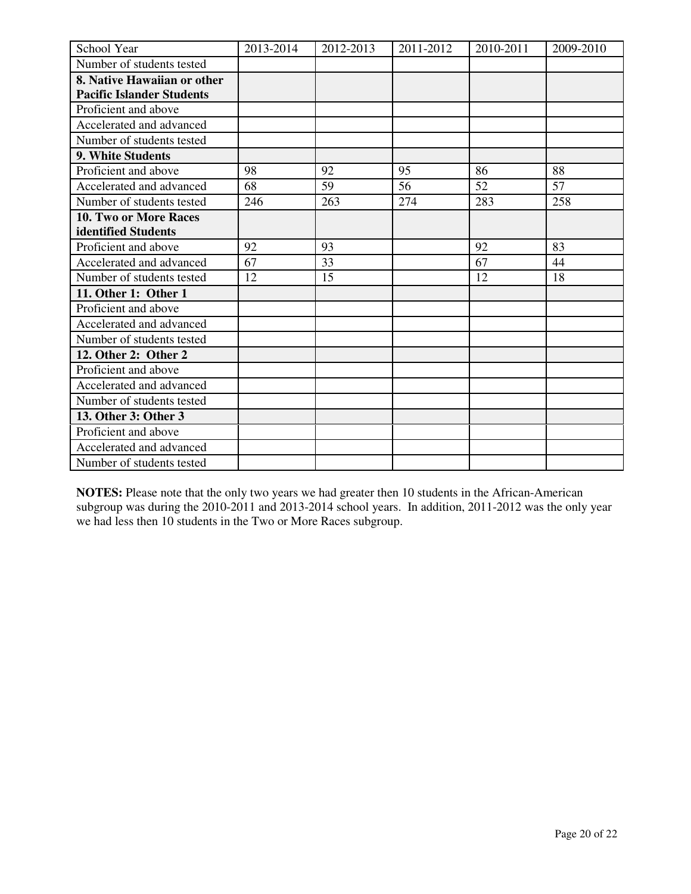| School Year | 2013-2014 | 2012-2013 | 2011-2012 | 2010-2011 | 2009-2010 |
|---|---|---|---|---|---|
| Number of students tested | | | | | |
| **8. Native Hawaiian or other Pacific Islander Students** | | | | | |
| Proficient and above | | | | | |
| Accelerated and advanced | | | | | |
| Number of students tested | | | | | |
| **9. White Students** | | | | | |
| Proficient and above | 98 | 92 | 95 | 86 | 88 |
| Accelerated and advanced | 68 | 59 | 56 | 52 | 57 |
| Number of students tested | 246 | 263 | 274 | 283 | 258 |
| **10. Two or More Races identified Students** | | | | | |
| Proficient and above | 92 | 93 | | 92 | 83 |
| Accelerated and advanced | 67 | 33 | | 67 | 44 |
| Number of students tested | 12 | 15 | | 12 | 18 |
| **11. Other 1: Other 1** | | | | | |
| Proficient and above | | | | | |
| Accelerated and advanced | | | | | |
| Number of students tested | | | | | |
| **12. Other 2: Other 2** | | | | | |
| Proficient and above | | | | | |
| Accelerated and advanced | | | | | |
| Number of students tested | | | | | |
| **13. Other 3: Other 3** | | | | | |
| Proficient and above | | | | | |
| Accelerated and advanced | | | | | |
| Number of students tested | | | | | |

**NOTES:** Please note that the only two years we had greater then 10 students in the African-American subgroup was during the 2010-2011 and 2013-2014 school years. In addition, 2011-2012 was the only year we had less then 10 students in the Two or More Races subgroup.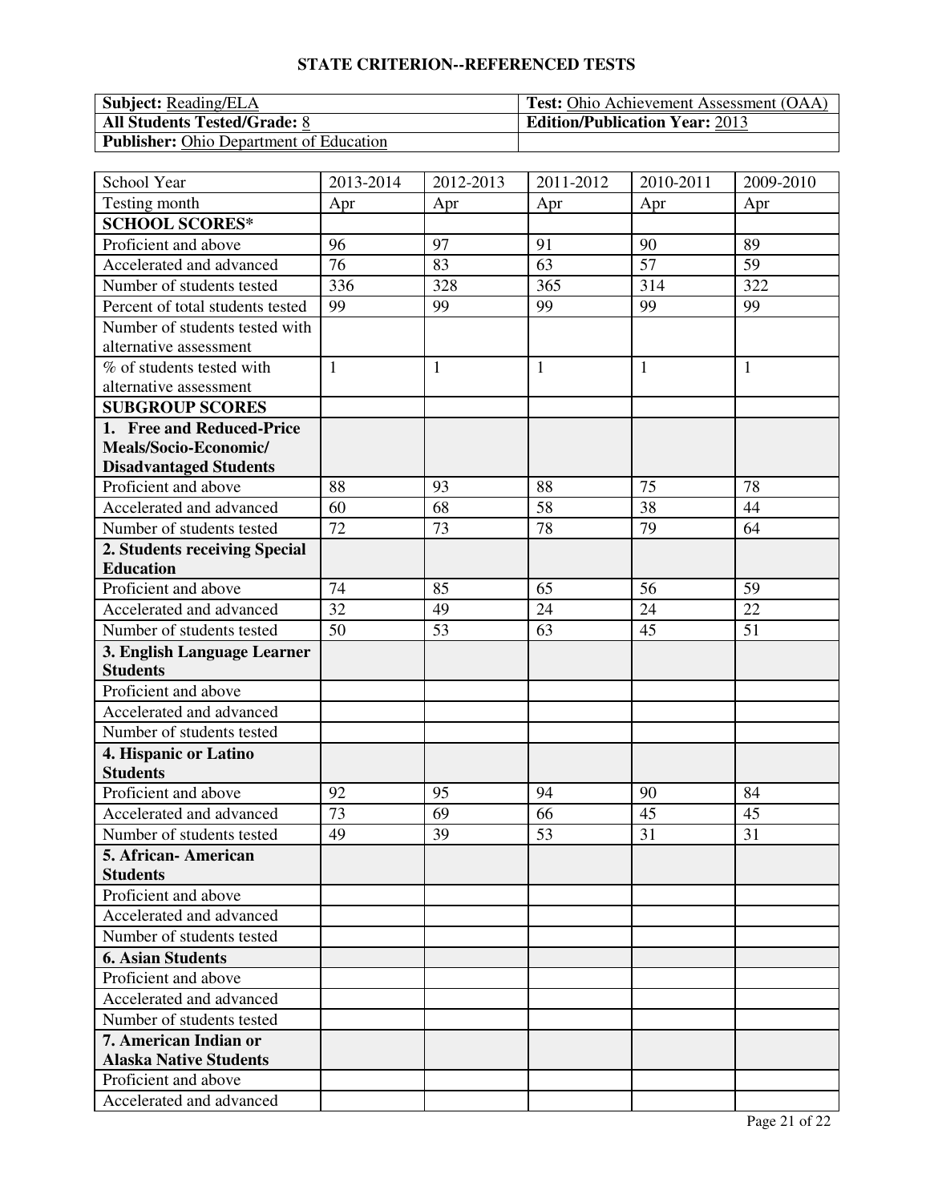## STATE CRITERION--REFERENCED TESTS

| **Subject:** Reading/ELA | **Test:** Ohio Achievement Assessment (OAA) |
|---|---|
| **All Students Tested/Grade:** 8 | **Edition/Publication Year:** 2013 |
| **Publisher:** Ohio Department of Education | |

| School Year | 2013-2014 | 2012-2013 | 2011-2012 | 2010-2011 | 2009-2010 |
|---|---|---|---|---|---|
| Testing month | Apr | Apr | Apr | Apr | Apr |
| **SCHOOL SCORES*** | | | | | |
| Proficient and above | 96 | 97 | 91 | 90 | 89 |
| Accelerated and advanced | 76 | 83 | 63 | 57 | 59 |
| Number of students tested | 336 | 328 | 365 | 314 | 322 |
| Percent of total students tested | 99 | 99 | 99 | 99 | 99 |
| Number of students tested with alternative assessment | | | | | |
| % of students tested with alternative assessment | 1 | 1 | 1 | 1 | 1 |
| **SUBGROUP SCORES** | | | | | |
| **1. Free and Reduced-Price Meals/Socio-Economic/ Disadvantaged Students** | | | | | |
| Proficient and above | 88 | 93 | 88 | 75 | 78 |
| Accelerated and advanced | 60 | 68 | 58 | 38 | 44 |
| Number of students tested | 72 | 73 | 78 | 79 | 64 |
| **2. Students receiving Special Education** | | | | | |
| Proficient and above | 74 | 85 | 65 | 56 | 59 |
| Accelerated and advanced | 32 | 49 | 24 | 24 | 22 |
| Number of students tested | 50 | 53 | 63 | 45 | 51 |
| **3. English Language Learner Students** | | | | | |
| Proficient and above | | | | | |
| Accelerated and advanced | | | | | |
| Number of students tested | | | | | |
| **4. Hispanic or Latino Students** | | | | | |
| Proficient and above | 92 | 95 | 94 | 90 | 84 |
| Accelerated and advanced | 73 | 69 | 66 | 45 | 45 |
| Number of students tested | 49 | 39 | 53 | 31 | 31 |
| **5. African- American Students** | | | | | |
| Proficient and above | | | | | |
| Accelerated and advanced | | | | | |
| Number of students tested | | | | | |
| **6. Asian Students** | | | | | |
| Proficient and above | | | | | |
| Accelerated and advanced | | | | | |
| Number of students tested | | | | | |
| **7. American Indian or Alaska Native Students** | | | | | |
| Proficient and above | | | | | |
| Accelerated and advanced | | | | | |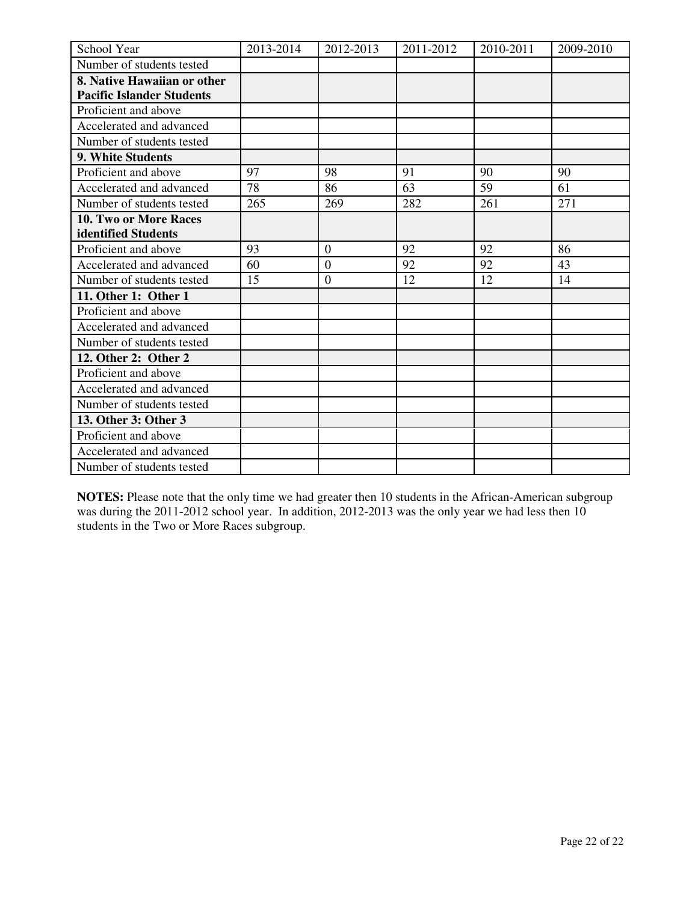| School Year | 2013-2014 | 2012-2013 | 2011-2012 | 2010-2011 | 2009-2010 |
|---|---|---|---|---|---|
| Number of students tested | | | | | |
| **8. Native Hawaiian or other Pacific Islander Students** | | | | | |
| Proficient and above | | | | | |
| Accelerated and advanced | | | | | |
| Number of students tested | | | | | |
| **9. White Students** | | | | | |
| Proficient and above | 97 | 98 | 91 | 90 | 90 |
| Accelerated and advanced | 78 | 86 | 63 | 59 | 61 |
| Number of students tested | 265 | 269 | 282 | 261 | 271 |
| **10. Two or More Races identified Students** | | | | | |
| Proficient and above | 93 | 0 | 92 | 92 | 86 |
| Accelerated and advanced | 60 | 0 | 92 | 92 | 43 |
| Number of students tested | 15 | 0 | 12 | 12 | 14 |
| **11. Other 1: Other 1** | | | | | |
| Proficient and above | | | | | |
| Accelerated and advanced | | | | | |
| Number of students tested | | | | | |
| **12. Other 2: Other 2** | | | | | |
| Proficient and above | | | | | |
| Accelerated and advanced | | | | | |
| Number of students tested | | | | | |
| **13. Other 3: Other 3** | | | | | |
| Proficient and above | | | | | |
| Accelerated and advanced | | | | | |
| Number of students tested | | | | | |

**NOTES:** Please note that the only time we had greater then 10 students in the African-American subgroup was during the 2011-2012 school year. In addition, 2012-2013 was the only year we had less then 10 students in the Two or More Races subgroup.